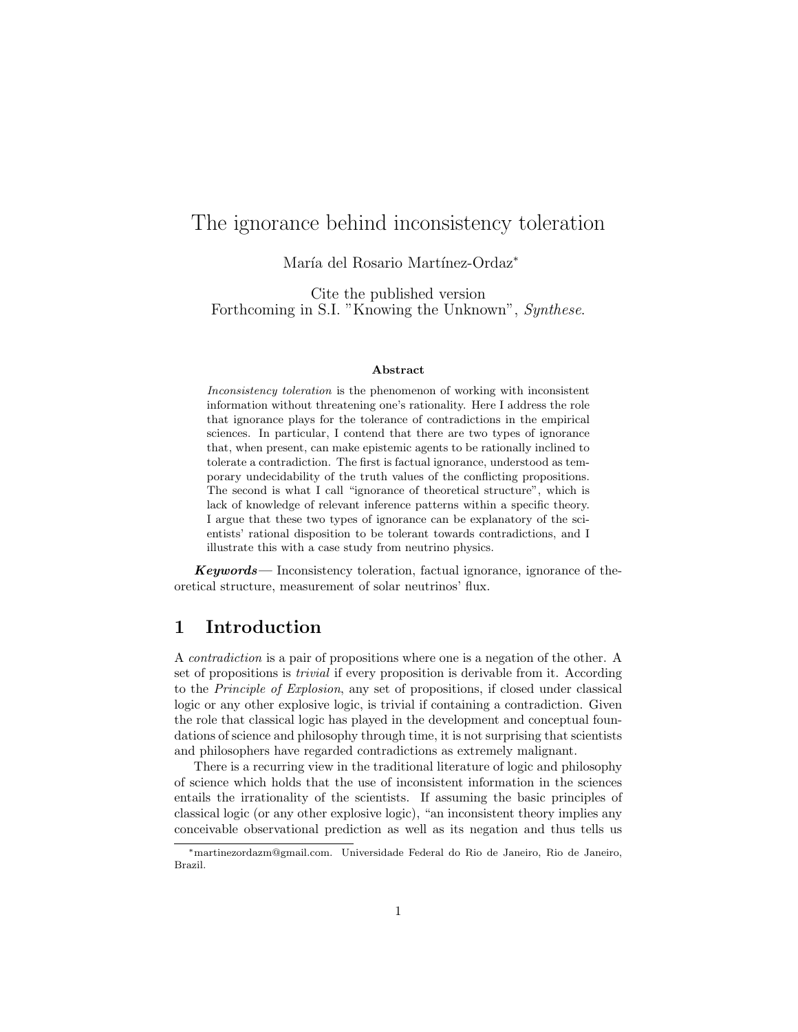# The ignorance behind inconsistency toleration

María del Rosario Martínez-Ordaz*

Cite the published version
Forthcoming in S.I. "Knowing the Unknown", *Synthese*.

### Abstract

*Inconsistency toleration* is the phenomenon of working with inconsistent information without threatening one's rationality. Here I address the role that ignorance plays for the tolerance of contradictions in the empirical sciences. In particular, I contend that there are two types of ignorance that, when present, can make epistemic agents to be rationally inclined to tolerate a contradiction. The first is factual ignorance, understood as temporary undecidability of the truth values of the conflicting propositions. The second is what I call "ignorance of theoretical structure", which is lack of knowledge of relevant inference patterns within a specific theory. I argue that these two types of ignorance can be explanatory of the scientists' rational disposition to be tolerant towards contradictions, and I illustrate this with a case study from neutrino physics.

***Keywords*—** Inconsistency toleration, factual ignorance, ignorance of theoretical structure, measurement of solar neutrinos' flux.

## 1 Introduction

A *contradiction* is a pair of propositions where one is a negation of the other. A set of propositions is *trivial* if every proposition is derivable from it. According to the *Principle of Explosion*, any set of propositions, if closed under classical logic or any other explosive logic, is trivial if containing a contradiction. Given the role that classical logic has played in the development and conceptual foundations of science and philosophy through time, it is not surprising that scientists and philosophers have regarded contradictions as extremely malignant.

There is a recurring view in the traditional literature of logic and philosophy of science which holds that the use of inconsistent information in the sciences entails the irrationality of the scientists. If assuming the basic principles of classical logic (or any other explosive logic), "an inconsistent theory implies any conceivable observational prediction as well as its negation and thus tells us

*martinezordazm@gmail.com. Universidade Federal do Rio de Janeiro, Rio de Janeiro, Brazil.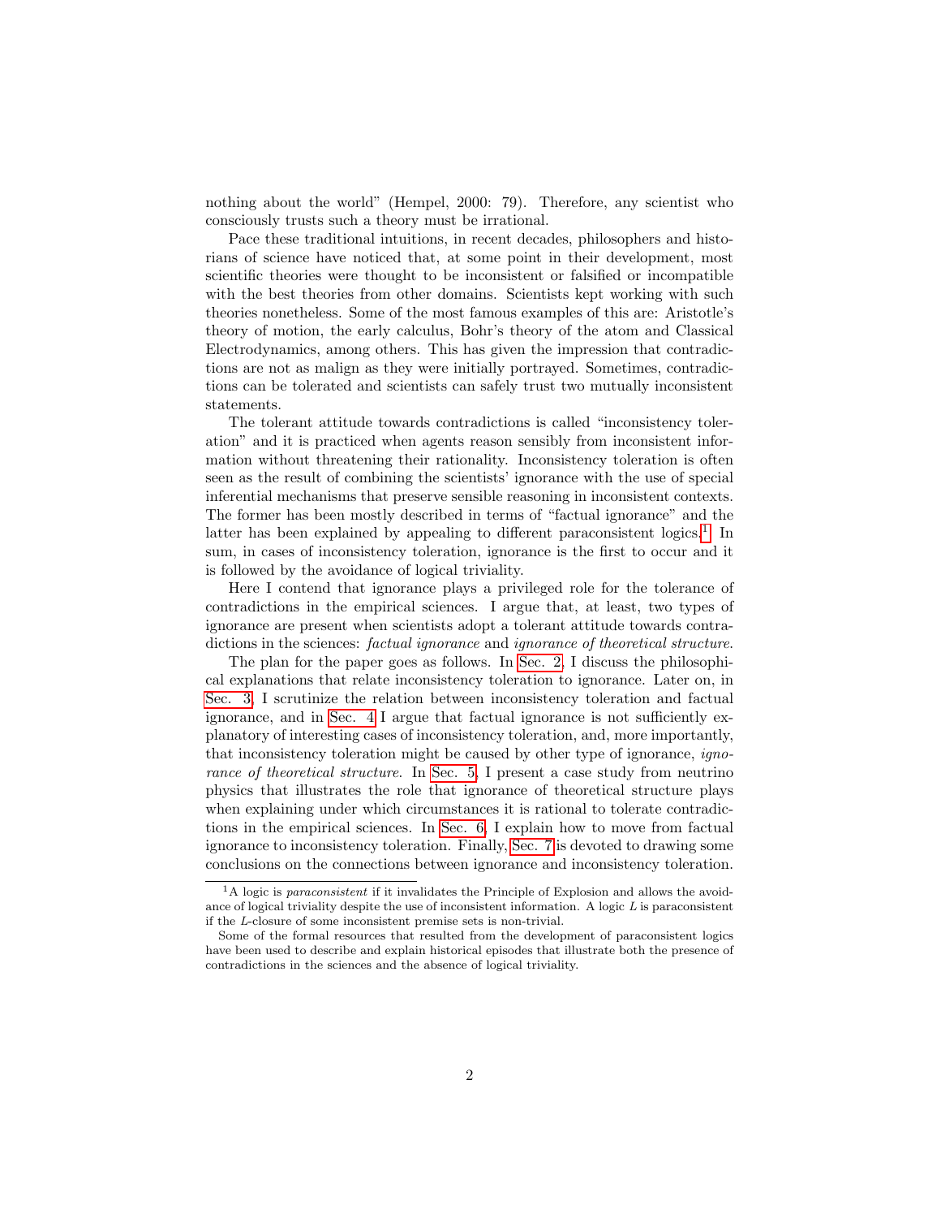nothing about the world" (Hempel, 2000: 79). Therefore, any scientist who consciously trusts such a theory must be irrational.

Pace these traditional intuitions, in recent decades, philosophers and historians of science have noticed that, at some point in their development, most scientific theories were thought to be inconsistent or falsified or incompatible with the best theories from other domains. Scientists kept working with such theories nonetheless. Some of the most famous examples of this are: Aristotle's theory of motion, the early calculus, Bohr's theory of the atom and Classical Electrodynamics, among others. This has given the impression that contradictions are not as malign as they were initially portrayed. Sometimes, contradictions can be tolerated and scientists can safely trust two mutually inconsistent statements.

The tolerant attitude towards contradictions is called "inconsistency toleration" and it is practiced when agents reason sensibly from inconsistent information without threatening their rationality. Inconsistency toleration is often seen as the result of combining the scientists' ignorance with the use of special inferential mechanisms that preserve sensible reasoning in inconsistent contexts. The former has been mostly described in terms of "factual ignorance" and the latter has been explained by appealing to different paraconsistent logics.[1] In sum, in cases of inconsistency toleration, ignorance is the first to occur and it is followed by the avoidance of logical triviality.

Here I contend that ignorance plays a privileged role for the tolerance of contradictions in the empirical sciences. I argue that, at least, two types of ignorance are present when scientists adopt a tolerant attitude towards contradictions in the sciences: *factual ignorance* and *ignorance of theoretical structure*.

The plan for the paper goes as follows. In Sec. 2, I discuss the philosophical explanations that relate inconsistency toleration to ignorance. Later on, in Sec. 3, I scrutinize the relation between inconsistency toleration and factual ignorance, and in Sec. 4 I argue that factual ignorance is not sufficiently explanatory of interesting cases of inconsistency toleration, and, more importantly, that inconsistency toleration might be caused by other type of ignorance, *ignorance of theoretical structure*. In Sec. 5, I present a case study from neutrino physics that illustrates the role that ignorance of theoretical structure plays when explaining under which circumstances it is rational to tolerate contradictions in the empirical sciences. In Sec. 6, I explain how to move from factual ignorance to inconsistency toleration. Finally, Sec. 7 is devoted to drawing some conclusions on the connections between ignorance and inconsistency toleration.

---

[1] A logic is *paraconsistent* if it invalidates the Principle of Explosion and allows the avoidance of logical triviality despite the use of inconsistent information. A logic $L$ is paraconsistent if the $L$-closure of some inconsistent premise sets is non-trivial.

Some of the formal resources that resulted from the development of paraconsistent logics have been used to describe and explain historical episodes that illustrate both the presence of contradictions in the sciences and the absence of logical triviality.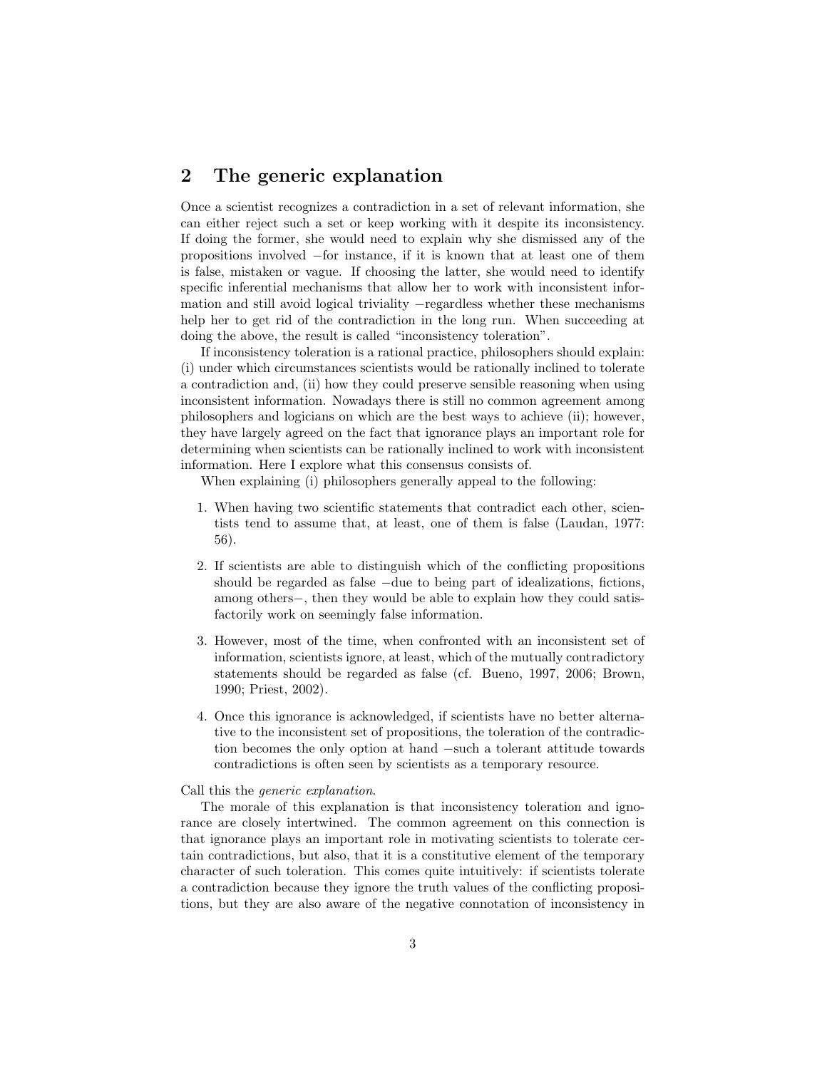## 2 The generic explanation

Once a scientist recognizes a contradiction in a set of relevant information, she can either reject such a set or keep working with it despite its inconsistency. If doing the former, she would need to explain why she dismissed any of the propositions involved −for instance, if it is known that at least one of them is false, mistaken or vague. If choosing the latter, she would need to identify specific inferential mechanisms that allow her to work with inconsistent information and still avoid logical triviality −regardless whether these mechanisms help her to get rid of the contradiction in the long run. When succeeding at doing the above, the result is called "inconsistency toleration".

If inconsistency toleration is a rational practice, philosophers should explain: (i) under which circumstances scientists would be rationally inclined to tolerate a contradiction and, (ii) how they could preserve sensible reasoning when using inconsistent information. Nowadays there is still no common agreement among philosophers and logicians on which are the best ways to achieve (ii); however, they have largely agreed on the fact that ignorance plays an important role for determining when scientists can be rationally inclined to work with inconsistent information. Here I explore what this consensus consists of.

When explaining (i) philosophers generally appeal to the following:

1. When having two scientific statements that contradict each other, scientists tend to assume that, at least, one of them is false (Laudan, 1977: 56).
2. If scientists are able to distinguish which of the conflicting propositions should be regarded as false −due to being part of idealizations, fictions, among others−, then they would be able to explain how they could satisfactorily work on seemingly false information.
3. However, most of the time, when confronted with an inconsistent set of information, scientists ignore, at least, which of the mutually contradictory statements should be regarded as false (cf. Bueno, 1997, 2006; Brown, 1990; Priest, 2002).
4. Once this ignorance is acknowledged, if scientists have no better alternative to the inconsistent set of propositions, the toleration of the contradiction becomes the only option at hand −such a tolerant attitude towards contradictions is often seen by scientists as a temporary resource.

Call this the *generic explanation*.

The morale of this explanation is that inconsistency toleration and ignorance are closely intertwined. The common agreement on this connection is that ignorance plays an important role in motivating scientists to tolerate certain contradictions, but also, that it is a constitutive element of the temporary character of such toleration. This comes quite intuitively: if scientists tolerate a contradiction because they ignore the truth values of the conflicting propositions, but they are also aware of the negative connotation of inconsistency in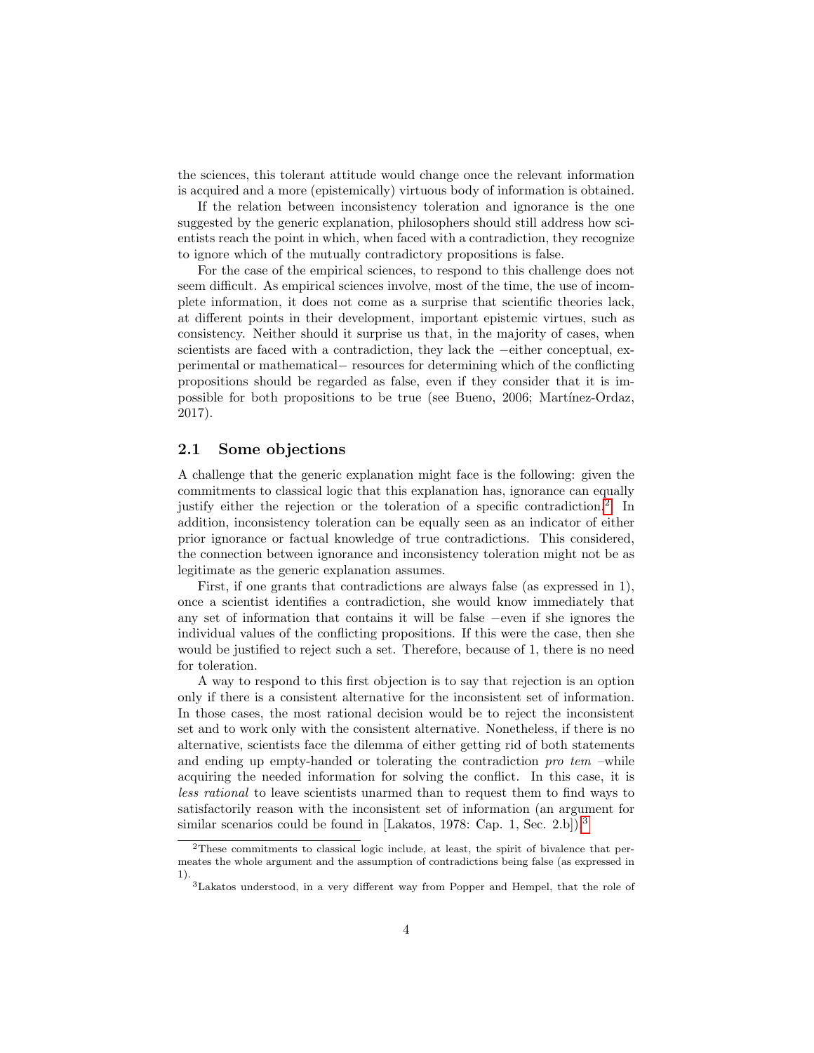the sciences, this tolerant attitude would change once the relevant information is acquired and a more (epistemically) virtuous body of information is obtained.

If the relation between inconsistency toleration and ignorance is the one suggested by the generic explanation, philosophers should still address how scientists reach the point in which, when faced with a contradiction, they recognize to ignore which of the mutually contradictory propositions is false.

For the case of the empirical sciences, to respond to this challenge does not seem difficult. As empirical sciences involve, most of the time, the use of incomplete information, it does not come as a surprise that scientific theories lack, at different points in their development, important epistemic virtues, such as consistency. Neither should it surprise us that, in the majority of cases, when scientists are faced with a contradiction, they lack the −either conceptual, experimental or mathematical− resources for determining which of the conflicting propositions should be regarded as false, even if they consider that it is impossible for both propositions to be true (see Bueno, 2006; Martínez-Ordaz, 2017).

## 2.1 Some objections

A challenge that the generic explanation might face is the following: given the commitments to classical logic that this explanation has, ignorance can equally justify either the rejection or the toleration of a specific contradiction.[2] In addition, inconsistency toleration can be equally seen as an indicator of either prior ignorance or factual knowledge of true contradictions. This considered, the connection between ignorance and inconsistency toleration might not be as legitimate as the generic explanation assumes.

First, if one grants that contradictions are always false (as expressed in 1), once a scientist identifies a contradiction, she would know immediately that any set of information that contains it will be false −even if she ignores the individual values of the conflicting propositions. If this were the case, then she would be justified to reject such a set. Therefore, because of 1, there is no need for toleration.

A way to respond to this first objection is to say that rejection is an option only if there is a consistent alternative for the inconsistent set of information. In those cases, the most rational decision would be to reject the inconsistent set and to work only with the consistent alternative. Nonetheless, if there is no alternative, scientists face the dilemma of either getting rid of both statements and ending up empty-handed or tolerating the contradiction *pro tem* –while acquiring the needed information for solving the conflict. In this case, it is *less rational* to leave scientists unarmed than to request them to find ways to satisfactorily reason with the inconsistent set of information (an argument for similar scenarios could be found in [Lakatos, 1978: Cap. 1, Sec. 2.b]).[3]

[2] These commitments to classical logic include, at least, the spirit of bivalence that permeates the whole argument and the assumption of contradictions being false (as expressed in 1).

[3] Lakatos understood, in a very different way from Popper and Hempel, that the role of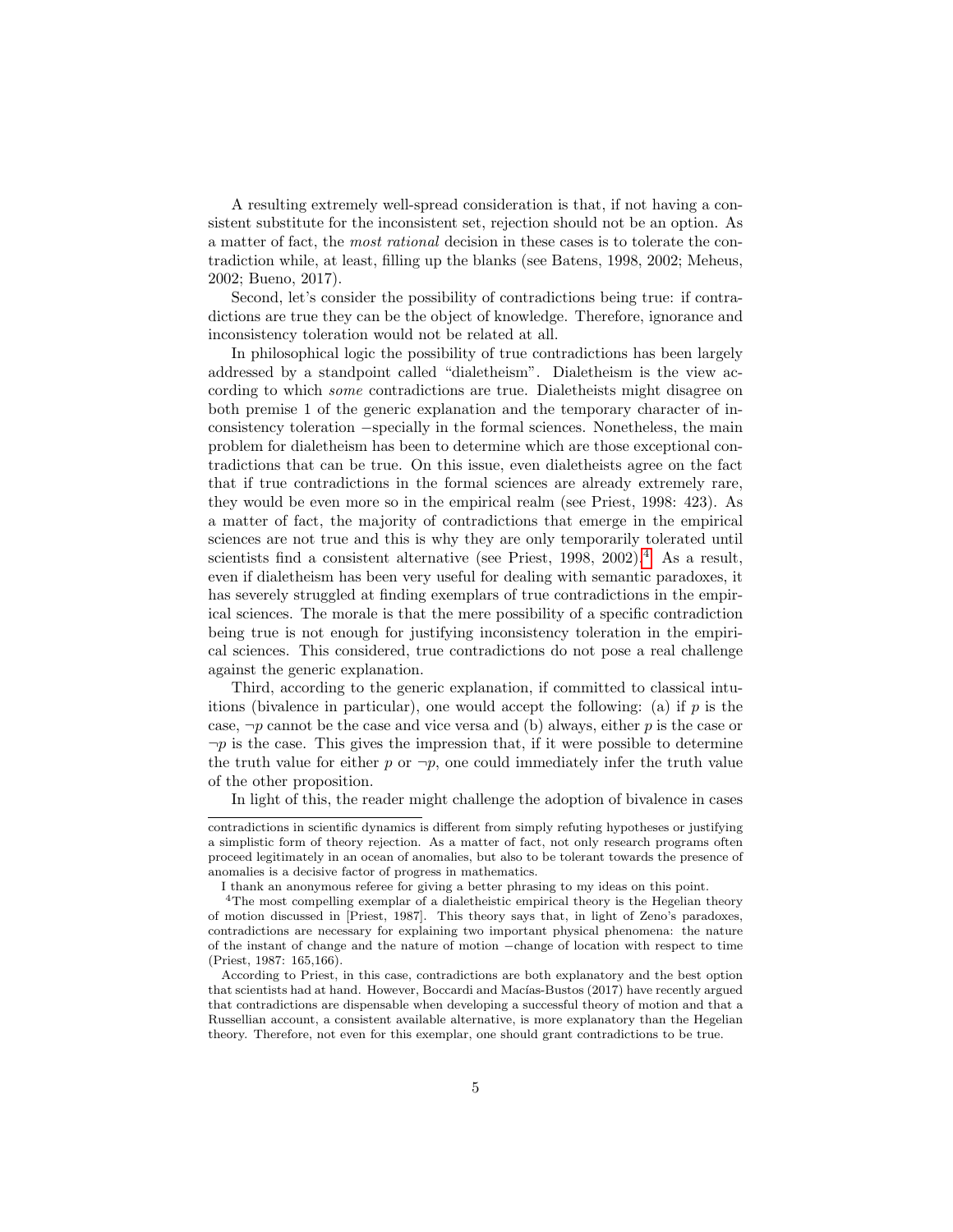A resulting extremely well-spread consideration is that, if not having a consistent substitute for the inconsistent set, rejection should not be an option. As a matter of fact, the *most rational* decision in these cases is to tolerate the contradiction while, at least, filling up the blanks (see Batens, 1998, 2002; Meheus, 2002; Bueno, 2017).

Second, let's consider the possibility of contradictions being true: if contradictions are true they can be the object of knowledge. Therefore, ignorance and inconsistency toleration would not be related at all.

In philosophical logic the possibility of true contradictions has been largely addressed by a standpoint called "dialetheism". Dialetheism is the view according to which *some* contradictions are true. Dialetheists might disagree on both premise 1 of the generic explanation and the temporary character of inconsistency toleration −specially in the formal sciences. Nonetheless, the main problem for dialetheism has been to determine which are those exceptional contradictions that can be true. On this issue, even dialetheists agree on the fact that if true contradictions in the formal sciences are already extremely rare, they would be even more so in the empirical realm (see Priest, 1998: 423). As a matter of fact, the majority of contradictions that emerge in the empirical sciences are not true and this is why they are only temporarily tolerated until scientists find a consistent alternative (see Priest, 1998, 2002).[4] As a result, even if dialetheism has been very useful for dealing with semantic paradoxes, it has severely struggled at finding exemplars of true contradictions in the empirical sciences. The morale is that the mere possibility of a specific contradiction being true is not enough for justifying inconsistency toleration in the empirical sciences. This considered, true contradictions do not pose a real challenge against the generic explanation.

Third, according to the generic explanation, if committed to classical intuitions (bivalence in particular), one would accept the following: (a) if $p$ is the case, $\neg p$ cannot be the case and vice versa and (b) always, either $p$ is the case or $\neg p$ is the case. This gives the impression that, if it were possible to determine the truth value for either $p$ or $\neg p$, one could immediately infer the truth value of the other proposition.

In light of this, the reader might challenge the adoption of bivalence in cases

---

contradictions in scientific dynamics is different from simply refuting hypotheses or justifying a simplistic form of theory rejection. As a matter of fact, not only research programs often proceed legitimately in an ocean of anomalies, but also to be tolerant towards the presence of anomalies is a decisive factor of progress in mathematics.

I thank an anonymous referee for giving a better phrasing to my ideas on this point.

[4] The most compelling exemplar of a dialetheistic empirical theory is the Hegelian theory of motion discussed in [Priest, 1987]. This theory says that, in light of Zeno's paradoxes, contradictions are necessary for explaining two important physical phenomena: the nature of the instant of change and the nature of motion −change of location with respect to time (Priest, 1987: 165,166).

According to Priest, in this case, contradictions are both explanatory and the best option that scientists had at hand. However, Boccardi and Macías-Bustos (2017) have recently argued that contradictions are dispensable when developing a successful theory of motion and that a Russellian account, a consistent available alternative, is more explanatory than the Hegelian theory. Therefore, not even for this exemplar, one should grant contradictions to be true.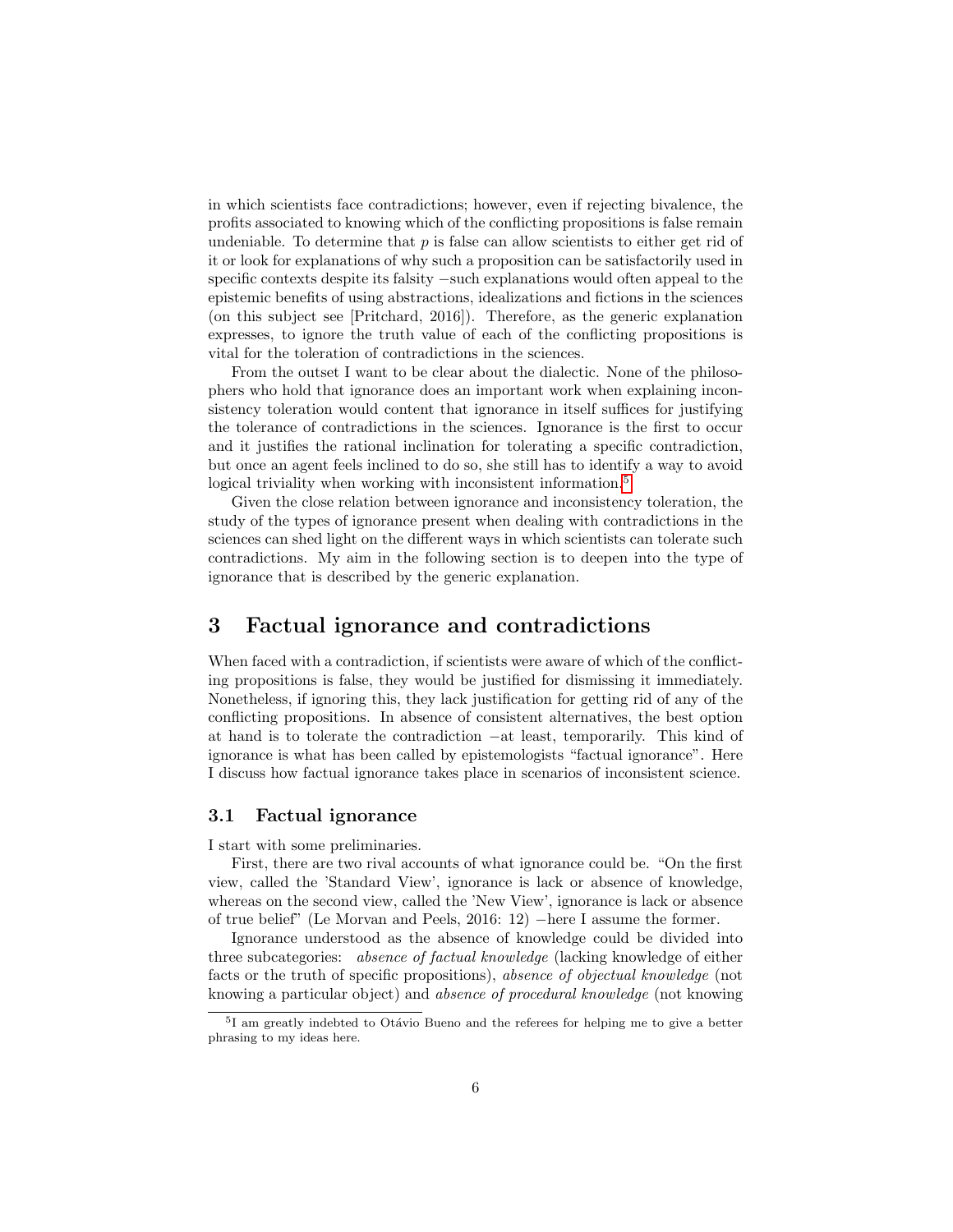in which scientists face contradictions; however, even if rejecting bivalence, the profits associated to knowing which of the conflicting propositions is false remain undeniable. To determine that $p$ is false can allow scientists to either get rid of it or look for explanations of why such a proposition can be satisfactorily used in specific contexts despite its falsity −such explanations would often appeal to the epistemic benefits of using abstractions, idealizations and fictions in the sciences (on this subject see [Pritchard, 2016]). Therefore, as the generic explanation expresses, to ignore the truth value of each of the conflicting propositions is vital for the toleration of contradictions in the sciences.

From the outset I want to be clear about the dialectic. None of the philosophers who hold that ignorance does an important work when explaining inconsistency toleration would content that ignorance in itself suffices for justifying the tolerance of contradictions in the sciences. Ignorance is the first to occur and it justifies the rational inclination for tolerating a specific contradiction, but once an agent feels inclined to do so, she still has to identify a way to avoid logical triviality when working with inconsistent information.[5]

Given the close relation between ignorance and inconsistency toleration, the study of the types of ignorance present when dealing with contradictions in the sciences can shed light on the different ways in which scientists can tolerate such contradictions. My aim in the following section is to deepen into the type of ignorance that is described by the generic explanation.

# 3 Factual ignorance and contradictions

When faced with a contradiction, if scientists were aware of which of the conflicting propositions is false, they would be justified for dismissing it immediately. Nonetheless, if ignoring this, they lack justification for getting rid of any of the conflicting propositions. In absence of consistent alternatives, the best option at hand is to tolerate the contradiction −at least, temporarily. This kind of ignorance is what has been called by epistemologists "factual ignorance". Here I discuss how factual ignorance takes place in scenarios of inconsistent science.

## 3.1 Factual ignorance

I start with some preliminaries.

First, there are two rival accounts of what ignorance could be. "On the first view, called the 'Standard View', ignorance is lack or absence of knowledge, whereas on the second view, called the 'New View', ignorance is lack or absence of true belief" (Le Morvan and Peels, 2016: 12) −here I assume the former.

Ignorance understood as the absence of knowledge could be divided into three subcategories: *absence of factual knowledge* (lacking knowledge of either facts or the truth of specific propositions), *absence of objectual knowledge* (not knowing a particular object) and *absence of procedural knowledge* (not knowing

[5] I am greatly indebted to Otávio Bueno and the referees for helping me to give a better phrasing to my ideas here.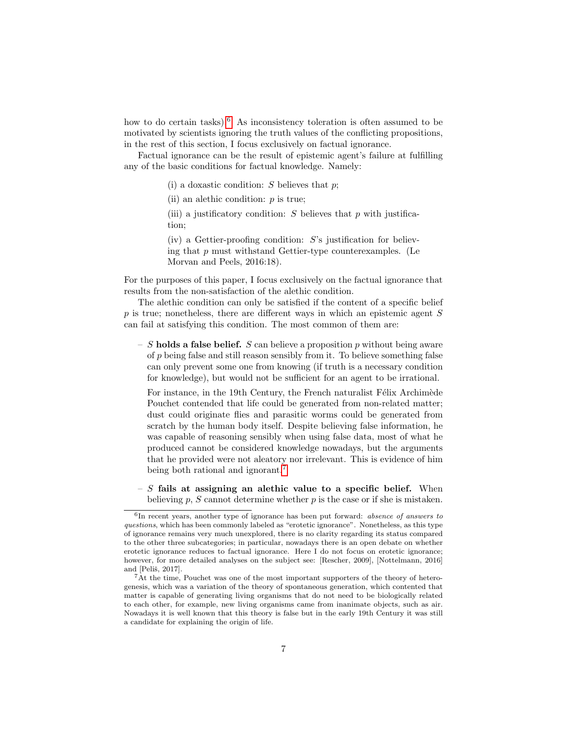how to do certain tasks).[6] As inconsistency toleration is often assumed to be motivated by scientists ignoring the truth values of the conflicting propositions, in the rest of this section, I focus exclusively on factual ignorance.

Factual ignorance can be the result of epistemic agent's failure at fulfilling any of the basic conditions for factual knowledge. Namely:

> (i) a doxastic condition: $S$ believes that $p$;
>
> (ii) an alethic condition: $p$ is true;
>
> (iii) a justificatory condition: $S$ believes that $p$ with justification;
>
> (iv) a Gettier-proofing condition: $S$'s justification for believing that $p$ must withstand Gettier-type counterexamples. (Le Morvan and Peels, 2016:18).

For the purposes of this paper, I focus exclusively on the factual ignorance that results from the non-satisfaction of the alethic condition.

The alethic condition can only be satisfied if the content of a specific belief $p$ is true; nonetheless, there are different ways in which an epistemic agent $S$ can fail at satisfying this condition. The most common of them are:

- $S$ **holds a false belief.** $S$ can believe a proposition $p$ without being aware of $p$ being false and still reason sensibly from it. To believe something false can only prevent some one from knowing (if truth is a necessary condition for knowledge), but would not be sufficient for an agent to be irrational.

  For instance, in the 19th Century, the French naturalist Félix Archimède Pouchet contended that life could be generated from non-related matter; dust could originate flies and parasitic worms could be generated from scratch by the human body itself. Despite believing false information, he was capable of reasoning sensibly when using false data, most of what he produced cannot be considered knowledge nowadays, but the arguments that he provided were not aleatory nor irrelevant. This is evidence of him being both rational and ignorant.[7]

- $S$ **fails at assigning an alethic value to a specific belief.** When believing $p$, $S$ cannot determine whether $p$ is the case or if she is mistaken.

---

[6] In recent years, another type of ignorance has been put forward: *absence of answers to questions*, which has been commonly labeled as "erotetic ignorance". Nonetheless, as this type of ignorance remains very much unexplored, there is no clarity regarding its status compared to the other three subcategories; in particular, nowadays there is an open debate on whether erotetic ignorance reduces to factual ignorance. Here I do not focus on erotetic ignorance; however, for more detailed analyses on the subject see: [Rescher, 2009], [Nottelmann, 2016] and [Peliš, 2017].

[7] At the time, Pouchet was one of the most important supporters of the theory of heterogenesis, which was a variation of the theory of spontaneous generation, which contented that matter is capable of generating living organisms that do not need to be biologically related to each other, for example, new living organisms came from inanimate objects, such as air. Nowadays it is well known that this theory is false but in the early 19th Century it was still a candidate for explaining the origin of life.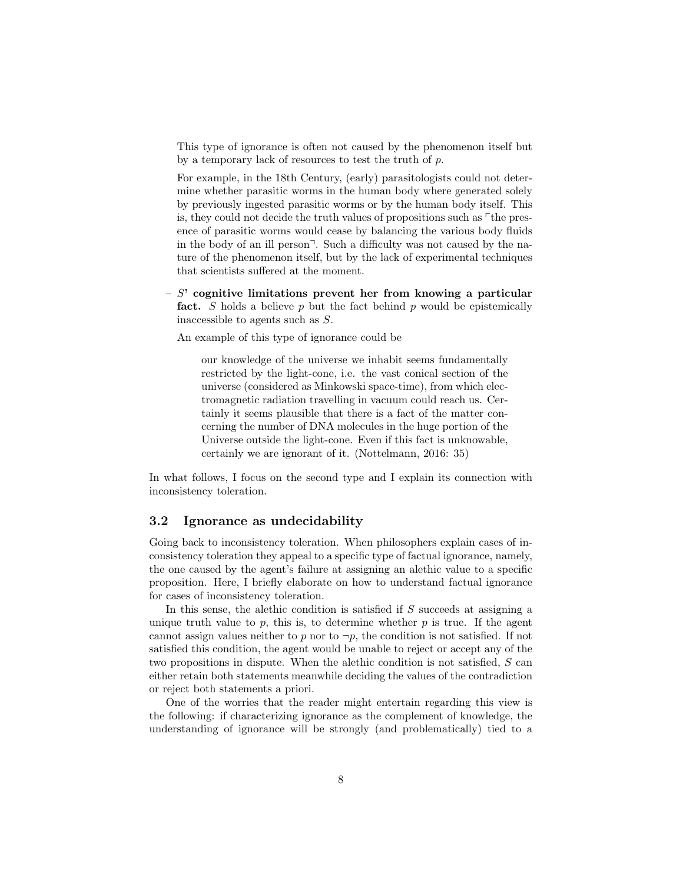This type of ignorance is often not caused by the phenomenon itself but by a temporary lack of resources to test the truth of $p$.

For example, in the 18th Century, (early) parasitologists could not determine whether parasitic worms in the human body where generated solely by previously ingested parasitic worms or by the human body itself. This is, they could not decide the truth values of propositions such as ⌜the presence of parasitic worms would cease by balancing the various body fluids in the body of an ill person⌝. Such a difficulty was not caused by the nature of the phenomenon itself, but by the lack of experimental techniques that scientists suffered at the moment.

– **$S$' cognitive limitations prevent her from knowing a particular fact.** $S$ holds a believe $p$ but the fact behind $p$ would be epistemically inaccessible to agents such as $S$.

An example of this type of ignorance could be

> our knowledge of the universe we inhabit seems fundamentally restricted by the light-cone, i.e. the vast conical section of the universe (considered as Minkowski space-time), from which electromagnetic radiation travelling in vacuum could reach us. Certainly it seems plausible that there is a fact of the matter concerning the number of DNA molecules in the huge portion of the Universe outside the light-cone. Even if this fact is unknowable, certainly we are ignorant of it. (Nottelmann, 2016: 35)

In what follows, I focus on the second type and I explain its connection with inconsistency toleration.

### 3.2 Ignorance as undecidability

Going back to inconsistency toleration. When philosophers explain cases of inconsistency toleration they appeal to a specific type of factual ignorance, namely, the one caused by the agent's failure at assigning an alethic value to a specific proposition. Here, I briefly elaborate on how to understand factual ignorance for cases of inconsistency toleration.

In this sense, the alethic condition is satisfied if $S$ succeeds at assigning a unique truth value to $p$, this is, to determine whether $p$ is true. If the agent cannot assign values neither to $p$ nor to $\neg p$, the condition is not satisfied. If not satisfied this condition, the agent would be unable to reject or accept any of the two propositions in dispute. When the alethic condition is not satisfied, $S$ can either retain both statements meanwhile deciding the values of the contradiction or reject both statements a priori.

One of the worries that the reader might entertain regarding this view is the following: if characterizing ignorance as the complement of knowledge, the understanding of ignorance will be strongly (and problematically) tied to a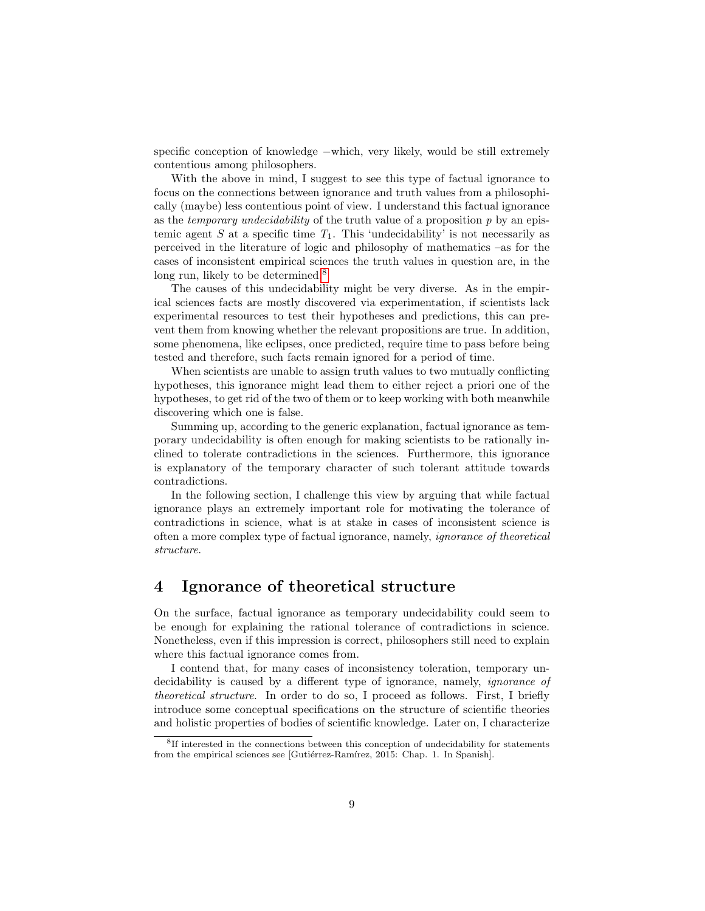specific conception of knowledge −which, very likely, would be still extremely contentious among philosophers.

With the above in mind, I suggest to see this type of factual ignorance to focus on the connections between ignorance and truth values from a philosophically (maybe) less contentious point of view. I understand this factual ignorance as the *temporary undecidability* of the truth value of a proposition $p$ by an epistemic agent $S$ at a specific time $T_1$. This 'undecidability' is not necessarily as perceived in the literature of logic and philosophy of mathematics –as for the cases of inconsistent empirical sciences the truth values in question are, in the long run, likely to be determined.[8]

The causes of this undecidability might be very diverse. As in the empirical sciences facts are mostly discovered via experimentation, if scientists lack experimental resources to test their hypotheses and predictions, this can prevent them from knowing whether the relevant propositions are true. In addition, some phenomena, like eclipses, once predicted, require time to pass before being tested and therefore, such facts remain ignored for a period of time.

When scientists are unable to assign truth values to two mutually conflicting hypotheses, this ignorance might lead them to either reject a priori one of the hypotheses, to get rid of the two of them or to keep working with both meanwhile discovering which one is false.

Summing up, according to the generic explanation, factual ignorance as temporary undecidability is often enough for making scientists to be rationally inclined to tolerate contradictions in the sciences. Furthermore, this ignorance is explanatory of the temporary character of such tolerant attitude towards contradictions.

In the following section, I challenge this view by arguing that while factual ignorance plays an extremely important role for motivating the tolerance of contradictions in science, what is at stake in cases of inconsistent science is often a more complex type of factual ignorance, namely, *ignorance of theoretical structure*.

## 4 Ignorance of theoretical structure

On the surface, factual ignorance as temporary undecidability could seem to be enough for explaining the rational tolerance of contradictions in science. Nonetheless, even if this impression is correct, philosophers still need to explain where this factual ignorance comes from.

I contend that, for many cases of inconsistency toleration, temporary undecidability is caused by a different type of ignorance, namely, *ignorance of theoretical structure*. In order to do so, I proceed as follows. First, I briefly introduce some conceptual specifications on the structure of scientific theories and holistic properties of bodies of scientific knowledge. Later on, I characterize

[8] If interested in the connections between this conception of undecidability for statements from the empirical sciences see [Gutiérrez-Ramírez, 2015: Chap. 1. In Spanish].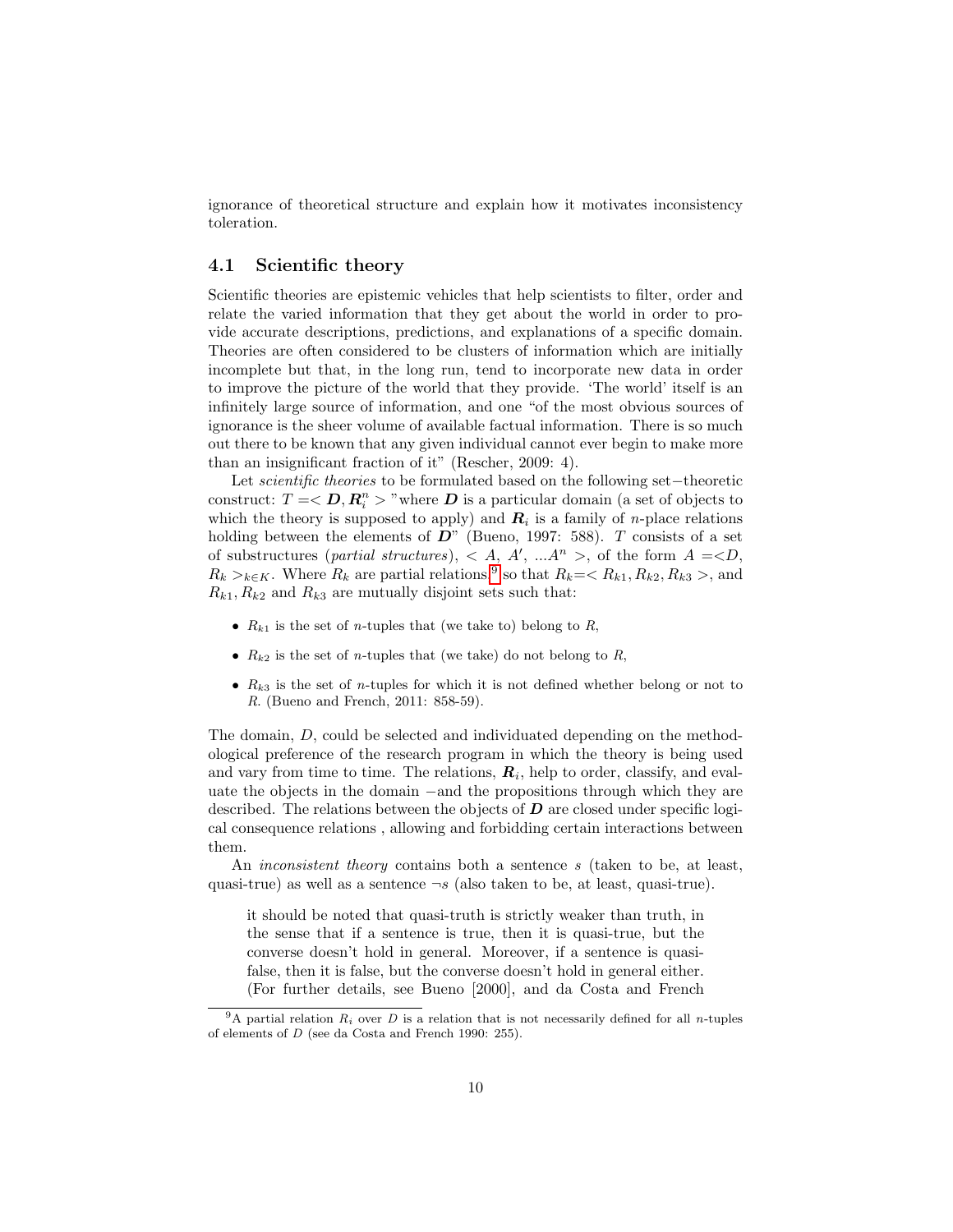ignorance of theoretical structure and explain how it motivates inconsistency toleration.

### 4.1 Scientific theory

Scientific theories are epistemic vehicles that help scientists to filter, order and relate the varied information that they get about the world in order to provide accurate descriptions, predictions, and explanations of a specific domain. Theories are often considered to be clusters of information which are initially incomplete but that, in the long run, tend to incorporate new data in order to improve the picture of the world that they provide. 'The world' itself is an infinitely large source of information, and one "of the most obvious sources of ignorance is the sheer volume of available factual information. There is so much out there to be known that any given individual cannot ever begin to make more than an insignificant fraction of it" (Rescher, 2009: 4).

Let *scientific theories* to be formulated based on the following set−theoretic construct: $T = < \boldsymbol{D}, \boldsymbol{R}_i^n >$ "where $\boldsymbol{D}$ is a particular domain (a set of objects to which the theory is supposed to apply) and $\boldsymbol{R}_i$ is a family of $n$-place relations holding between the elements of $\boldsymbol{D}$" (Bueno, 1997: 588). $T$ consists of a set of substructures (*partial structures*), $< A, A', ...A^n >$, of the form $A = <D, R_k >_{k \in K}$. Where $R_k$ are partial relations,[9] so that $R_k = < R_{k1}, R_{k2}, R_{k3} >$, and $R_{k1}, R_{k2}$ and $R_{k3}$ are mutually disjoint sets such that:

- $R_{k1}$ is the set of $n$-tuples that (we take to) belong to $R$,
- $R_{k2}$ is the set of $n$-tuples that (we take) do not belong to $R$,
- $R_{k3}$ is the set of $n$-tuples for which it is not defined whether belong or not to $R$. (Bueno and French, 2011: 858-59).

The domain, $D$, could be selected and individuated depending on the methodological preference of the research program in which the theory is being used and vary from time to time. The relations, $\boldsymbol{R}_i$, help to order, classify, and evaluate the objects in the domain −and the propositions through which they are described. The relations between the objects of $\boldsymbol{D}$ are closed under specific logical consequence relations , allowing and forbidding certain interactions between them.

An *inconsistent theory* contains both a sentence $s$ (taken to be, at least, quasi-true) as well as a sentence $\neg s$ (also taken to be, at least, quasi-true).

> it should be noted that quasi-truth is strictly weaker than truth, in the sense that if a sentence is true, then it is quasi-true, but the converse doesn't hold in general. Moreover, if a sentence is quasi-false, then it is false, but the converse doesn't hold in general either. (For further details, see Bueno [2000], and da Costa and French

[9] A partial relation $R_i$ over $D$ is a relation that is not necessarily defined for all $n$-tuples of elements of $D$ (see da Costa and French 1990: 255).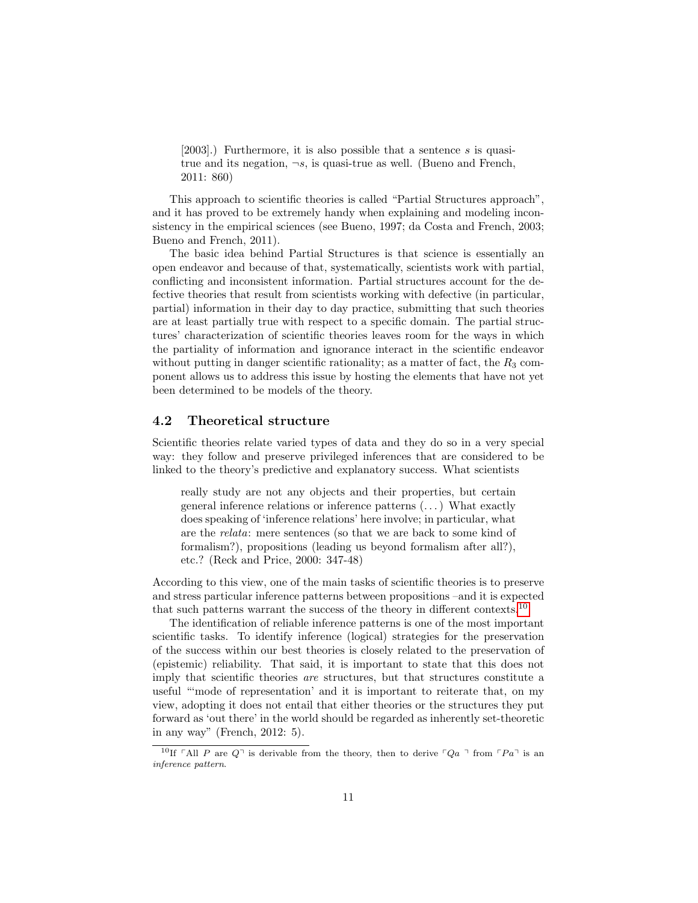> [2003].) Furthermore, it is also possible that a sentence $s$ is quasi-true and its negation, $\neg s$, is quasi-true as well. (Bueno and French, 2011: 860)

This approach to scientific theories is called "Partial Structures approach", and it has proved to be extremely handy when explaining and modeling inconsistency in the empirical sciences (see Bueno, 1997; da Costa and French, 2003; Bueno and French, 2011).

The basic idea behind Partial Structures is that science is essentially an open endeavor and because of that, systematically, scientists work with partial, conflicting and inconsistent information. Partial structures account for the defective theories that result from scientists working with defective (in particular, partial) information in their day to day practice, submitting that such theories are at least partially true with respect to a specific domain. The partial structures' characterization of scientific theories leaves room for the ways in which the partiality of information and ignorance interact in the scientific endeavor without putting in danger scientific rationality; as a matter of fact, the $R_3$ component allows us to address this issue by hosting the elements that have not yet been determined to be models of the theory.

### 4.2 Theoretical structure

Scientific theories relate varied types of data and they do so in a very special way: they follow and preserve privileged inferences that are considered to be linked to the theory's predictive and explanatory success. What scientists

> really study are not any objects and their properties, but certain general inference relations or inference patterns (...) What exactly does speaking of 'inference relations' here involve; in particular, what are the *relata*: mere sentences (so that we are back to some kind of formalism?), propositions (leading us beyond formalism after all?), etc.? (Reck and Price, 2000: 347-48)

According to this view, one of the main tasks of scientific theories is to preserve and stress particular inference patterns between propositions –and it is expected that such patterns warrant the success of the theory in different contexts.[10]

The identification of reliable inference patterns is one of the most important scientific tasks. To identify inference (logical) strategies for the preservation of the success within our best theories is closely related to the preservation of (epistemic) reliability. That said, it is important to state that this does not imply that scientific theories *are* structures, but that structures constitute a useful "'mode of representation' and it is important to reiterate that, on my view, adopting it does not entail that either theories or the structures they put forward as 'out there' in the world should be regarded as inherently set-theoretic in any way" (French, 2012: 5).

[10] If $\ulcorner$All $P$ are $Q\urcorner$ is derivable from the theory, then to derive $\ulcorner Qa\urcorner$ from $\ulcorner Pa\urcorner$ is an *inference pattern*.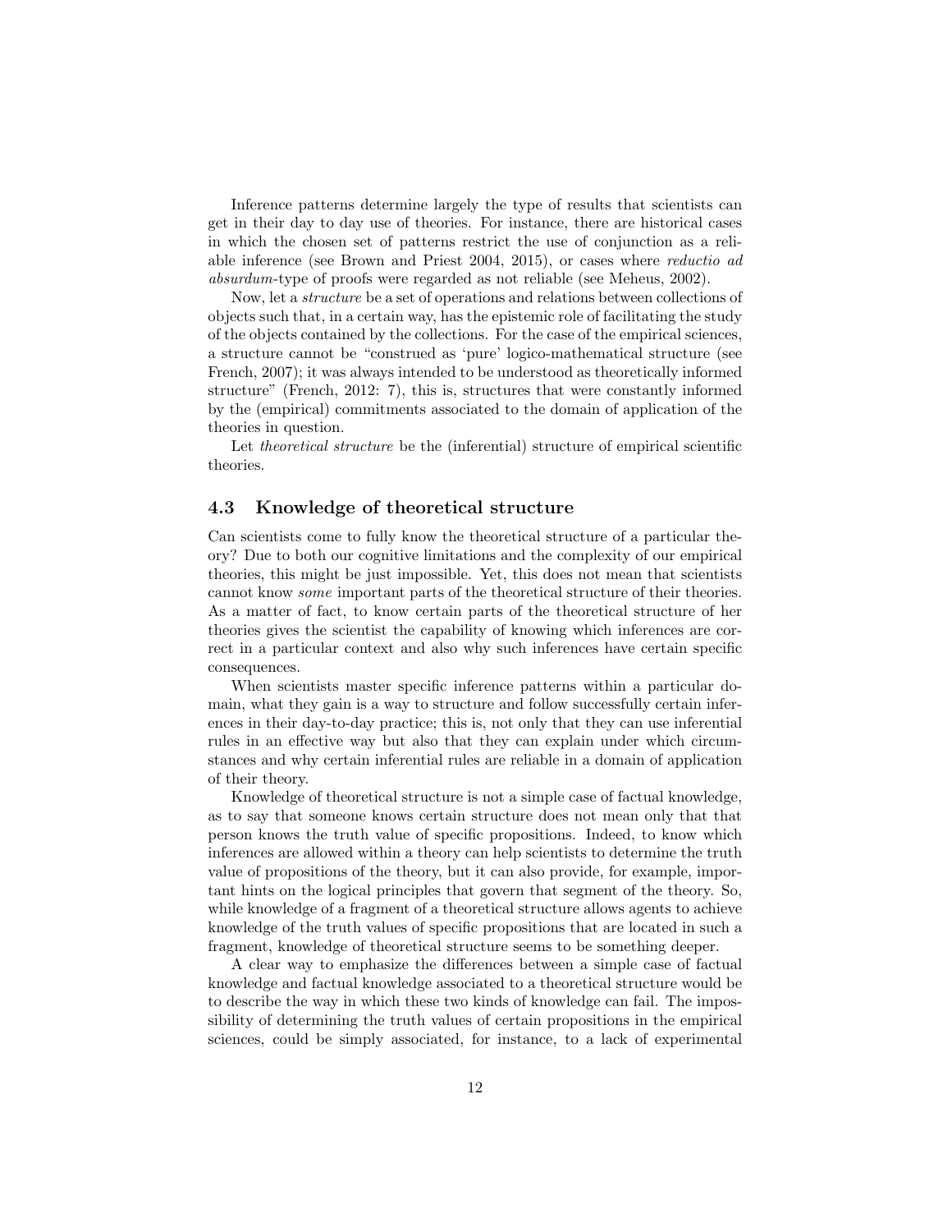Inference patterns determine largely the type of results that scientists can get in their day to day use of theories. For instance, there are historical cases in which the chosen set of patterns restrict the use of conjunction as a reliable inference (see Brown and Priest 2004, 2015), or cases where *reductio ad absurdum*-type of proofs were regarded as not reliable (see Meheus, 2002).

Now, let a *structure* be a set of operations and relations between collections of objects such that, in a certain way, has the epistemic role of facilitating the study of the objects contained by the collections. For the case of the empirical sciences, a structure cannot be "construed as 'pure' logico-mathematical structure (see French, 2007); it was always intended to be understood as theoretically informed structure" (French, 2012: 7), this is, structures that were constantly informed by the (empirical) commitments associated to the domain of application of the theories in question.

Let *theoretical structure* be the (inferential) structure of empirical scientific theories.

### 4.3 Knowledge of theoretical structure

Can scientists come to fully know the theoretical structure of a particular theory? Due to both our cognitive limitations and the complexity of our empirical theories, this might be just impossible. Yet, this does not mean that scientists cannot know *some* important parts of the theoretical structure of their theories. As a matter of fact, to know certain parts of the theoretical structure of her theories gives the scientist the capability of knowing which inferences are correct in a particular context and also why such inferences have certain specific consequences.

When scientists master specific inference patterns within a particular domain, what they gain is a way to structure and follow successfully certain inferences in their day-to-day practice; this is, not only that they can use inferential rules in an effective way but also that they can explain under which circumstances and why certain inferential rules are reliable in a domain of application of their theory.

Knowledge of theoretical structure is not a simple case of factual knowledge, as to say that someone knows certain structure does not mean only that that person knows the truth value of specific propositions. Indeed, to know which inferences are allowed within a theory can help scientists to determine the truth value of propositions of the theory, but it can also provide, for example, important hints on the logical principles that govern that segment of the theory. So, while knowledge of a fragment of a theoretical structure allows agents to achieve knowledge of the truth values of specific propositions that are located in such a fragment, knowledge of theoretical structure seems to be something deeper.

A clear way to emphasize the differences between a simple case of factual knowledge and factual knowledge associated to a theoretical structure would be to describe the way in which these two kinds of knowledge can fail. The impossibility of determining the truth values of certain propositions in the empirical sciences, could be simply associated, for instance, to a lack of experimental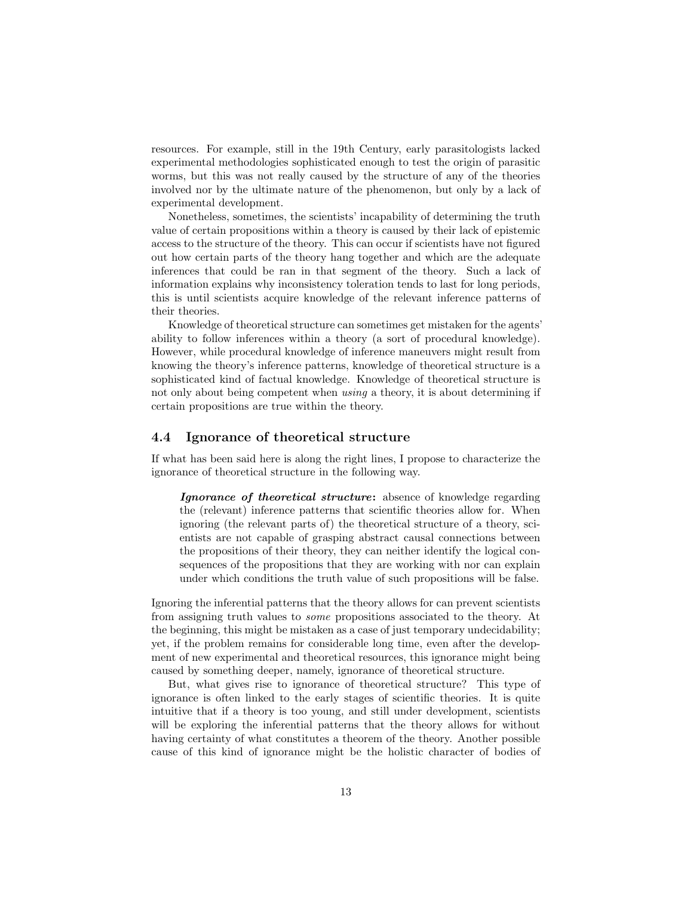resources. For example, still in the 19th Century, early parasitologists lacked experimental methodologies sophisticated enough to test the origin of parasitic worms, but this was not really caused by the structure of any of the theories involved nor by the ultimate nature of the phenomenon, but only by a lack of experimental development.

Nonetheless, sometimes, the scientists' incapability of determining the truth value of certain propositions within a theory is caused by their lack of epistemic access to the structure of the theory. This can occur if scientists have not figured out how certain parts of the theory hang together and which are the adequate inferences that could be ran in that segment of the theory. Such a lack of information explains why inconsistency toleration tends to last for long periods, this is until scientists acquire knowledge of the relevant inference patterns of their theories.

Knowledge of theoretical structure can sometimes get mistaken for the agents' ability to follow inferences within a theory (a sort of procedural knowledge). However, while procedural knowledge of inference maneuvers might result from knowing the theory's inference patterns, knowledge of theoretical structure is a sophisticated kind of factual knowledge. Knowledge of theoretical structure is not only about being competent when *using* a theory, it is about determining if certain propositions are true within the theory.

## 4.4 Ignorance of theoretical structure

If what has been said here is along the right lines, I propose to characterize the ignorance of theoretical structure in the following way.

> ***Ignorance of theoretical structure*:** absence of knowledge regarding the (relevant) inference patterns that scientific theories allow for. When ignoring (the relevant parts of) the theoretical structure of a theory, scientists are not capable of grasping abstract causal connections between the propositions of their theory, they can neither identify the logical consequences of the propositions that they are working with nor can explain under which conditions the truth value of such propositions will be false.

Ignoring the inferential patterns that the theory allows for can prevent scientists from assigning truth values to *some* propositions associated to the theory. At the beginning, this might be mistaken as a case of just temporary undecidability; yet, if the problem remains for considerable long time, even after the development of new experimental and theoretical resources, this ignorance might being caused by something deeper, namely, ignorance of theoretical structure.

But, what gives rise to ignorance of theoretical structure? This type of ignorance is often linked to the early stages of scientific theories. It is quite intuitive that if a theory is too young, and still under development, scientists will be exploring the inferential patterns that the theory allows for without having certainty of what constitutes a theorem of the theory. Another possible cause of this kind of ignorance might be the holistic character of bodies of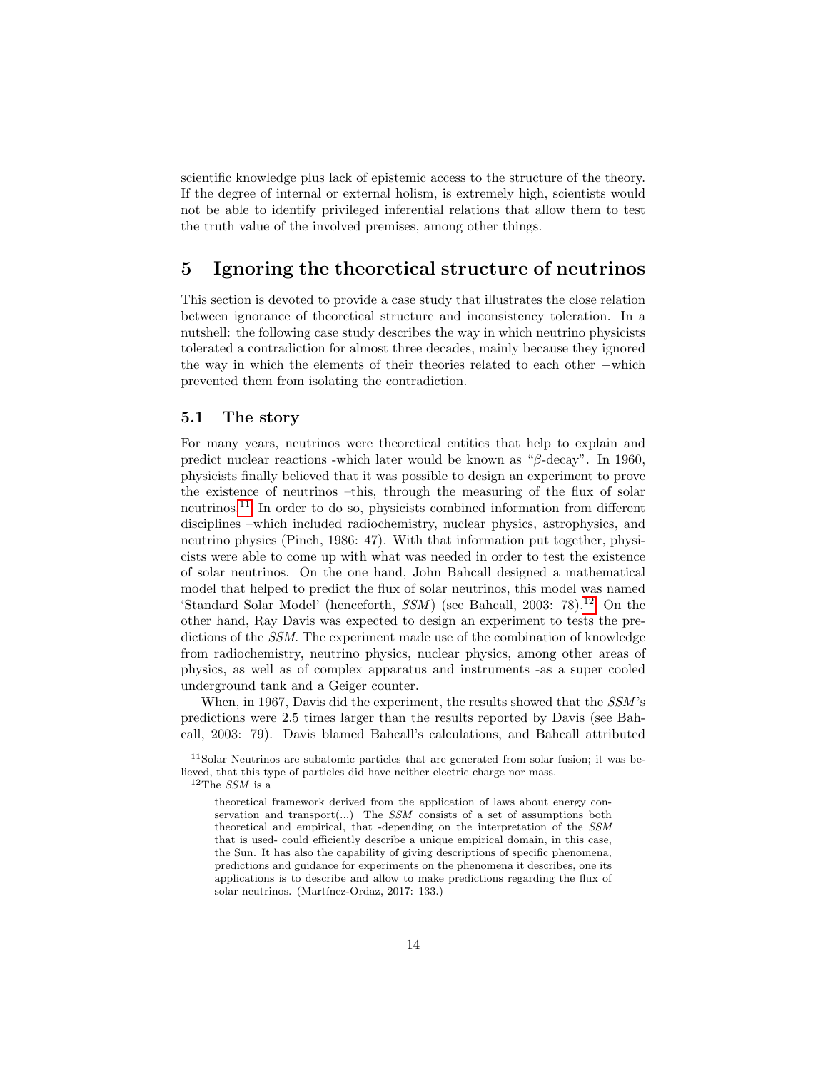scientific knowledge plus lack of epistemic access to the structure of the theory. If the degree of internal or external holism, is extremely high, scientists would not be able to identify privileged inferential relations that allow them to test the truth value of the involved premises, among other things.

## 5 Ignoring the theoretical structure of neutrinos

This section is devoted to provide a case study that illustrates the close relation between ignorance of theoretical structure and inconsistency toleration. In a nutshell: the following case study describes the way in which neutrino physicists tolerated a contradiction for almost three decades, mainly because they ignored the way in which the elements of their theories related to each other −which prevented them from isolating the contradiction.

### 5.1 The story

For many years, neutrinos were theoretical entities that help to explain and predict nuclear reactions -which later would be known as "$\beta$-decay". In 1960, physicists finally believed that it was possible to design an experiment to prove the existence of neutrinos –this, through the measuring of the flux of solar neutrinos.[11] In order to do so, physicists combined information from different disciplines –which included radiochemistry, nuclear physics, astrophysics, and neutrino physics (Pinch, 1986: 47). With that information put together, physicists were able to come up with what was needed in order to test the existence of solar neutrinos. On the one hand, John Bahcall designed a mathematical model that helped to predict the flux of solar neutrinos, this model was named 'Standard Solar Model' (henceforth, *SSM*) (see Bahcall, 2003: 78).[12] On the other hand, Ray Davis was expected to design an experiment to tests the predictions of the *SSM*. The experiment made use of the combination of knowledge from radiochemistry, neutrino physics, nuclear physics, among other areas of physics, as well as of complex apparatus and instruments -as a super cooled underground tank and a Geiger counter.

When, in 1967, Davis did the experiment, the results showed that the *SSM*'s predictions were 2.5 times larger than the results reported by Davis (see Bahcall, 2003: 79). Davis blamed Bahcall's calculations, and Bahcall attributed

---

[11] Solar Neutrinos are subatomic particles that are generated from solar fusion; it was believed, that this type of particles did have neither electric charge nor mass.

[12] The *SSM* is a

> theoretical framework derived from the application of laws about energy conservation and transport(...) The *SSM* consists of a set of assumptions both theoretical and empirical, that -depending on the interpretation of the *SSM* that is used- could efficiently describe a unique empirical domain, in this case, the Sun. It has also the capability of giving descriptions of specific phenomena, predictions and guidance for experiments on the phenomena it describes, one its applications is to describe and allow to make predictions regarding the flux of solar neutrinos. (Martínez-Ordaz, 2017: 133.)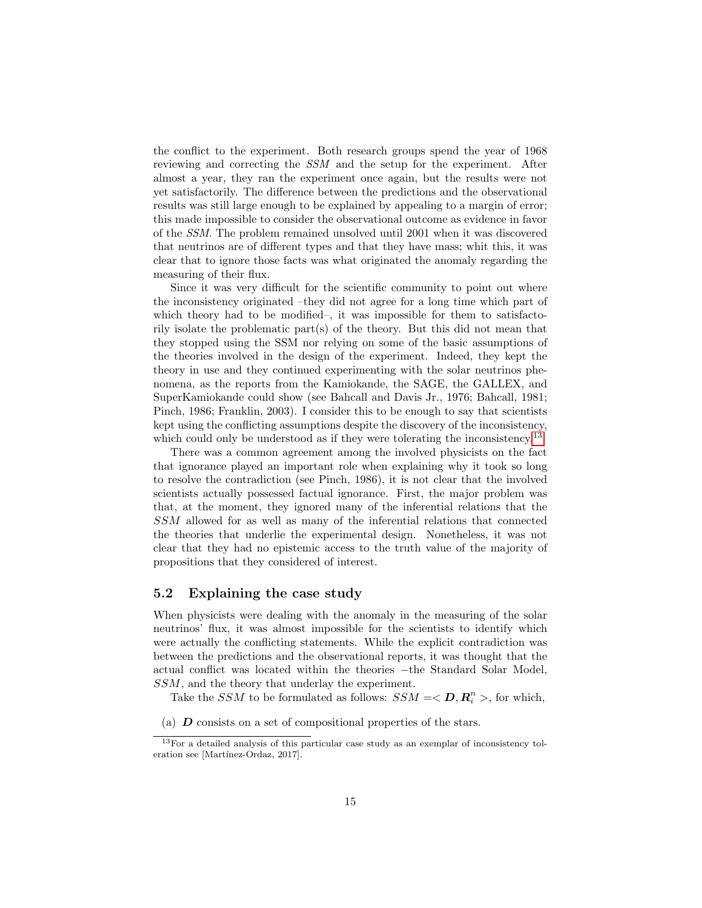the conflict to the experiment. Both research groups spend the year of 1968 reviewing and correcting the *SSM* and the setup for the experiment. After almost a year, they ran the experiment once again, but the results were not yet satisfactorily. The difference between the predictions and the observational results was still large enough to be explained by appealing to a margin of error; this made impossible to consider the observational outcome as evidence in favor of the *SSM*. The problem remained unsolved until 2001 when it was discovered that neutrinos are of different types and that they have mass; whit this, it was clear that to ignore those facts was what originated the anomaly regarding the measuring of their flux.

Since it was very difficult for the scientific community to point out where the inconsistency originated –they did not agree for a long time which part of which theory had to be modified–, it was impossible for them to satisfactorily isolate the problematic part(s) of the theory. But this did not mean that they stopped using the SSM nor relying on some of the basic assumptions of the theories involved in the design of the experiment. Indeed, they kept the theory in use and they continued experimenting with the solar neutrinos phenomena, as the reports from the Kamiokande, the SAGE, the GALLEX, and SuperKamiokande could show (see Bahcall and Davis Jr., 1976; Bahcall, 1981; Pinch, 1986; Franklin, 2003). I consider this to be enough to say that scientists kept using the conflicting assumptions despite the discovery of the inconsistency, which could only be understood as if they were tolerating the inconsistency.[13]

There was a common agreement among the involved physicists on the fact that ignorance played an important role when explaining why it took so long to resolve the contradiction (see Pinch, 1986), it is not clear that the involved scientists actually possessed factual ignorance. First, the major problem was that, at the moment, they ignored many of the inferential relations that the *SSM* allowed for as well as many of the inferential relations that connected the theories that underlie the experimental design. Nonetheless, it was not clear that they had no epistemic access to the truth value of the majority of propositions that they considered of interest.

## 5.2 Explaining the case study

When physicists were dealing with the anomaly in the measuring of the solar neutrinos' flux, it was almost impossible for the scientists to identify which were actually the conflicting statements. While the explicit contradiction was between the predictions and the observational reports, it was thought that the actual conflict was located within the theories −the Standard Solar Model, *SSM*, and the theory that underlay the experiment.

Take the *SSM* to be formulated as follows: $SSM = <\boldsymbol{D}, \boldsymbol{R}_i^n>$, for which,

(a) $\boldsymbol{D}$ consists on a set of compositional properties of the stars.

[13] For a detailed analysis of this particular case study as an exemplar of inconsistency toleration see [Martínez-Ordaz, 2017].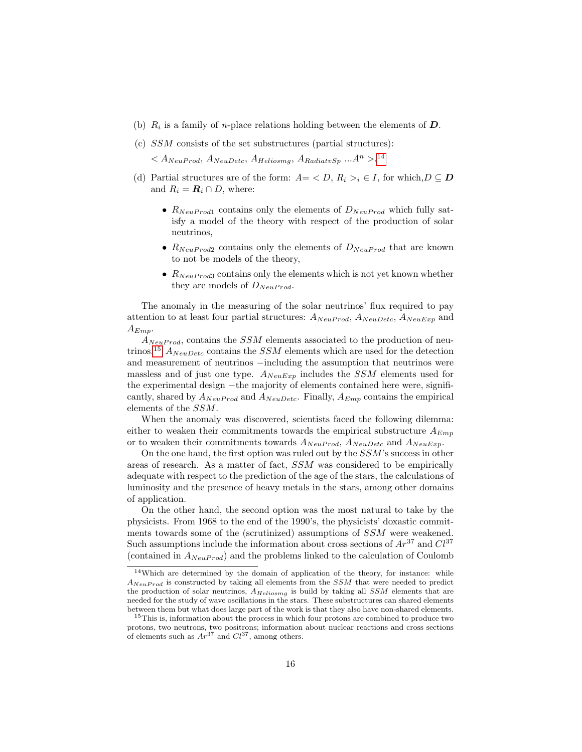(b) $R_i$ is a family of $n$-place relations holding between the elements of $\boldsymbol{D}$.

(c) $SSM$ consists of the set substructures (partial structures): $< A_{NeuProd}, A_{NeuDetc}, A_{Heliosmg}, A_{RadiatvSp} \ldots A^n >$.[14]

(d) Partial structures are of the form: $A = < D, R_i >_i \in I$, for which, $D \subseteq \boldsymbol{D}$ and $R_i = \boldsymbol{R}_i \cap D$, where:

- $R_{NeuProd1}$ contains only the elements of $D_{NeuProd}$ which fully satisfy a model of the theory with respect of the production of solar neutrinos,
- $R_{NeuProd2}$ contains only the elements of $D_{NeuProd}$ that are known to not be models of the theory,
- $R_{NeuProd3}$ contains only the elements which is not yet known whether they are models of $D_{NeuProd}$.

The anomaly in the measuring of the solar neutrinos' flux required to pay attention to at least four partial structures: $A_{NeuProd}$, $A_{NeuDetc}$, $A_{NeuExp}$ and $A_{Emp}$.

$A_{NeuProd}$, contains the $SSM$ elements associated to the production of neutrinos,[15] $A_{NeuDetc}$ contains the $SSM$ elements which are used for the detection and measurement of neutrinos −including the assumption that neutrinos were massless and of just one type. $A_{NeuExp}$ includes the $SSM$ elements used for the experimental design −the majority of elements contained here were, significantly, shared by $A_{NeuProd}$ and $A_{NeuDetc}$. Finally, $A_{Emp}$ contains the empirical elements of the $SSM$.

When the anomaly was discovered, scientists faced the following dilemma: either to weaken their commitments towards the empirical substructure $A_{Emp}$ or to weaken their commitments towards $A_{NeuProd}$, $A_{NeuDetc}$ and $A_{NeuExp}$.

On the one hand, the first option was ruled out by the $SSM$'s success in other areas of research. As a matter of fact, $SSM$ was considered to be empirically adequate with respect to the prediction of the age of the stars, the calculations of luminosity and the presence of heavy metals in the stars, among other domains of application.

On the other hand, the second option was the most natural to take by the physicists. From 1968 to the end of the 1990's, the physicists' doxastic commitments towards some of the (scrutinized) assumptions of $SSM$ were weakened. Such assumptions include the information about cross sections of $Ar^{37}$ and $Cl^{37}$ (contained in $A_{NeuProd}$) and the problems linked to the calculation of Coulomb

[14] Which are determined by the domain of application of the theory, for instance: while $A_{NeuProd}$ is constructed by taking all elements from the $SSM$ that were needed to predict the production of solar neutrinos, $A_{Heliosmg}$ is build by taking all $SSM$ elements that are needed for the study of wave oscillations in the stars. These substructures can shared elements between them but what does large part of the work is that they also have non-shared elements.

[15] This is, information about the process in which four protons are combined to produce two protons, two neutrons, two positrons; information about nuclear reactions and cross sections of elements such as $Ar^{37}$ and $Cl^{37}$, among others.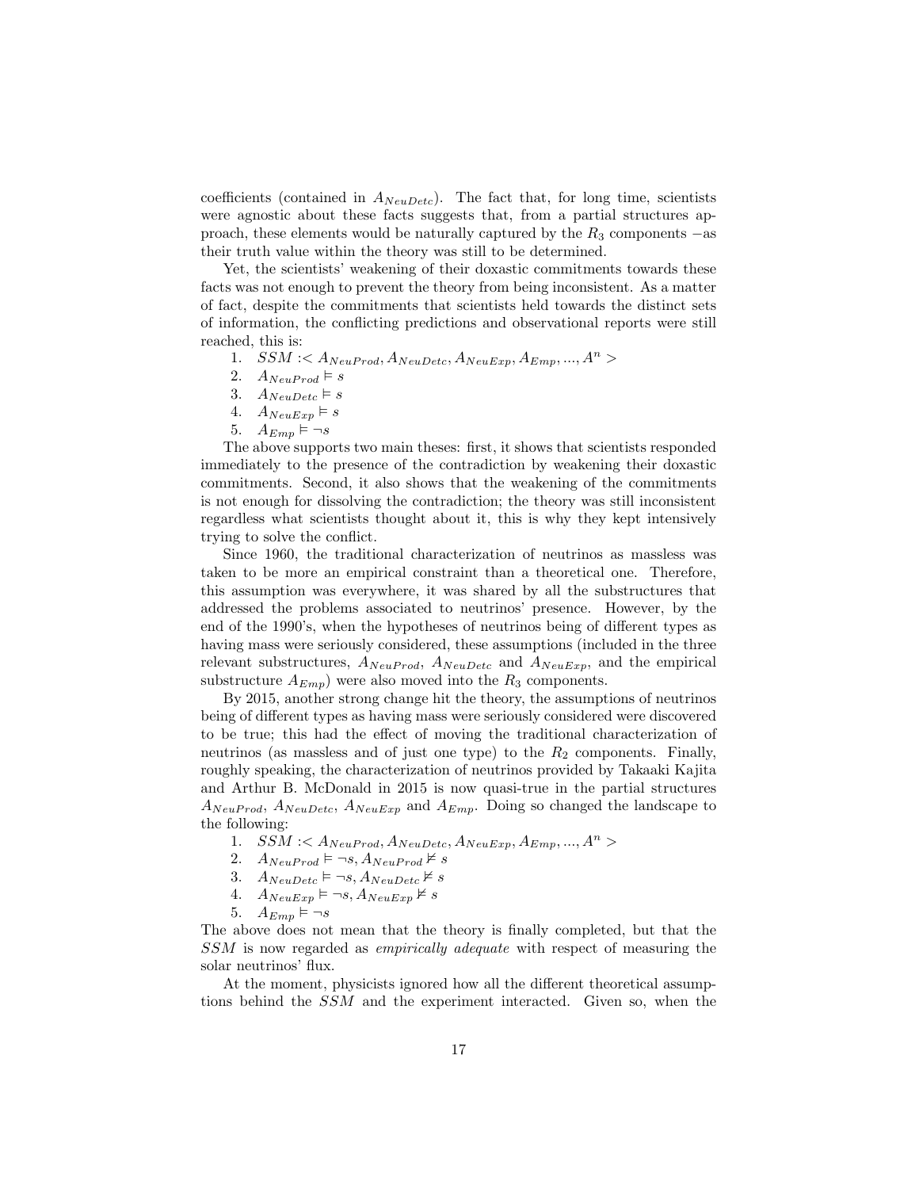coefficients (contained in $A_{NeuDetc}$). The fact that, for long time, scientists were agnostic about these facts suggests that, from a partial structures approach, these elements would be naturally captured by the $R_3$ components −as their truth value within the theory was still to be determined.

Yet, the scientists' weakening of their doxastic commitments towards these facts was not enough to prevent the theory from being inconsistent. As a matter of fact, despite the commitments that scientists held towards the distinct sets of information, the conflicting predictions and observational reports were still reached, this is:

1. $SSM :< A_{NeuProd}, A_{NeuDetc}, A_{NeuExp}, A_{Emp}, ..., A^n >$
2. $A_{NeuProd} \vDash s$
3. $A_{NeuDetc} \vDash s$
4. $A_{NeuExp} \vDash s$
5. $A_{Emp} \vDash \neg s$

The above supports two main theses: first, it shows that scientists responded immediately to the presence of the contradiction by weakening their doxastic commitments. Second, it also shows that the weakening of the commitments is not enough for dissolving the contradiction; the theory was still inconsistent regardless what scientists thought about it, this is why they kept intensively trying to solve the conflict.

Since 1960, the traditional characterization of neutrinos as massless was taken to be more an empirical constraint than a theoretical one. Therefore, this assumption was everywhere, it was shared by all the substructures that addressed the problems associated to neutrinos' presence. However, by the end of the 1990's, when the hypotheses of neutrinos being of different types as having mass were seriously considered, these assumptions (included in the three relevant substructures, $A_{NeuProd}$, $A_{NeuDetc}$ and $A_{NeuExp}$, and the empirical substructure $A_{Emp}$) were also moved into the $R_3$ components.

By 2015, another strong change hit the theory, the assumptions of neutrinos being of different types as having mass were seriously considered were discovered to be true; this had the effect of moving the traditional characterization of neutrinos (as massless and of just one type) to the $R_2$ components. Finally, roughly speaking, the characterization of neutrinos provided by Takaaki Kajita and Arthur B. McDonald in 2015 is now quasi-true in the partial structures $A_{NeuProd}$, $A_{NeuDetc}$, $A_{NeuExp}$ and $A_{Emp}$. Doing so changed the landscape to the following:

1. $SSM :< A_{NeuProd}, A_{NeuDetc}, A_{NeuExp}, A_{Emp}, ..., A^n >$
2. $A_{NeuProd} \vDash \neg s, A_{NeuProd} \nvDash s$
3. $A_{NeuDetc} \vDash \neg s, A_{NeuDetc} \nvDash s$
4. $A_{NeuExp} \vDash \neg s, A_{NeuExp} \nvDash s$
5. $A_{Emp} \vDash \neg s$

The above does not mean that the theory is finally completed, but that the $SSM$ is now regarded as *empirically adequate* with respect of measuring the solar neutrinos' flux.

At the moment, physicists ignored how all the different theoretical assumptions behind the $SSM$ and the experiment interacted. Given so, when the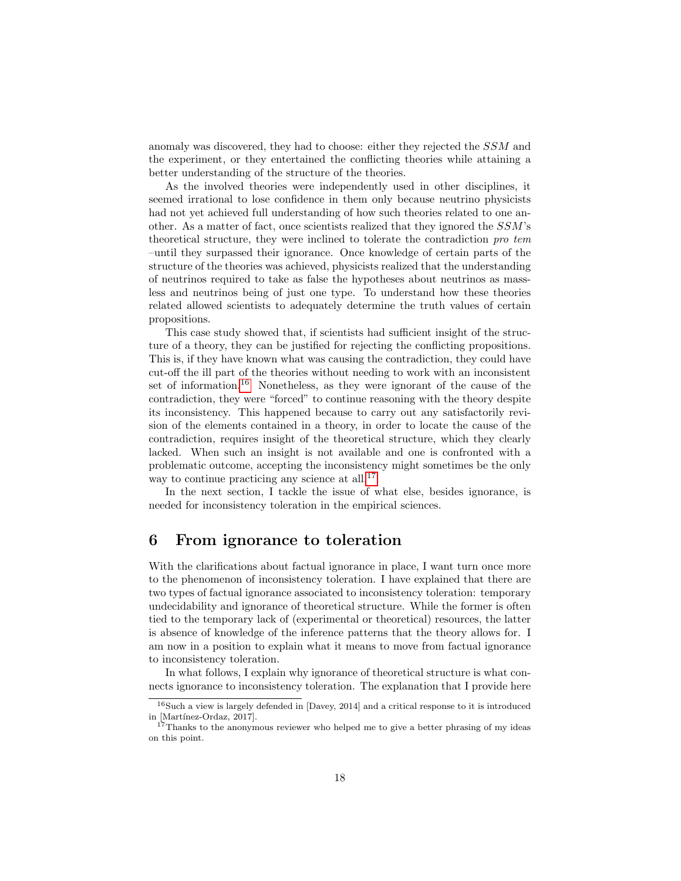anomaly was discovered, they had to choose: either they rejected the *SSM* and the experiment, or they entertained the conflicting theories while attaining a better understanding of the structure of the theories.

As the involved theories were independently used in other disciplines, it seemed irrational to lose confidence in them only because neutrino physicists had not yet achieved full understanding of how such theories related to one another. As a matter of fact, once scientists realized that they ignored the *SSM*'s theoretical structure, they were inclined to tolerate the contradiction *pro tem* –until they surpassed their ignorance. Once knowledge of certain parts of the structure of the theories was achieved, physicists realized that the understanding of neutrinos required to take as false the hypotheses about neutrinos as massless and neutrinos being of just one type. To understand how these theories related allowed scientists to adequately determine the truth values of certain propositions.

This case study showed that, if scientists had sufficient insight of the structure of a theory, they can be justified for rejecting the conflicting propositions. This is, if they have known what was causing the contradiction, they could have cut-off the ill part of the theories without needing to work with an inconsistent set of information.[16] Nonetheless, as they were ignorant of the cause of the contradiction, they were "forced" to continue reasoning with the theory despite its inconsistency. This happened because to carry out any satisfactorily revision of the elements contained in a theory, in order to locate the cause of the contradiction, requires insight of the theoretical structure, which they clearly lacked. When such an insight is not available and one is confronted with a problematic outcome, accepting the inconsistency might sometimes be the only way to continue practicing any science at all.[17]

In the next section, I tackle the issue of what else, besides ignorance, is needed for inconsistency toleration in the empirical sciences.

## 6 From ignorance to toleration

With the clarifications about factual ignorance in place, I want turn once more to the phenomenon of inconsistency toleration. I have explained that there are two types of factual ignorance associated to inconsistency toleration: temporary undecidability and ignorance of theoretical structure. While the former is often tied to the temporary lack of (experimental or theoretical) resources, the latter is absence of knowledge of the inference patterns that the theory allows for. I am now in a position to explain what it means to move from factual ignorance to inconsistency toleration.

In what follows, I explain why ignorance of theoretical structure is what connects ignorance to inconsistency toleration. The explanation that I provide here

[16] Such a view is largely defended in [Davey, 2014] and a critical response to it is introduced in [Martínez-Ordaz, 2017].

[17] Thanks to the anonymous reviewer who helped me to give a better phrasing of my ideas on this point.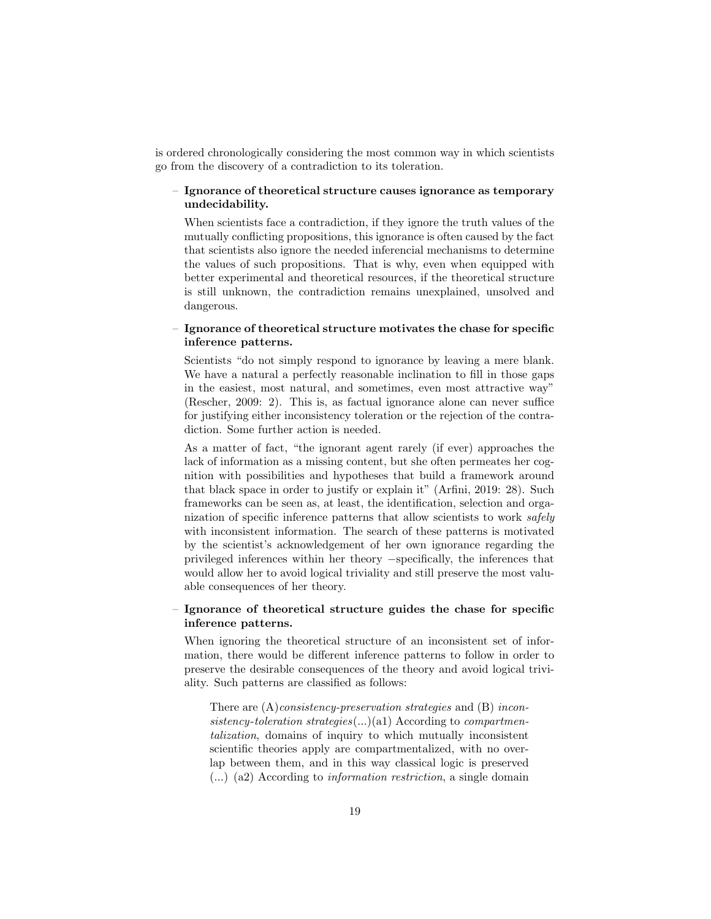is ordered chronologically considering the most common way in which scientists go from the discovery of a contradiction to its toleration.

- **Ignorance of theoretical structure causes ignorance as temporary undecidability.**

  When scientists face a contradiction, if they ignore the truth values of the mutually conflicting propositions, this ignorance is often caused by the fact that scientists also ignore the needed inferencial mechanisms to determine the values of such propositions. That is why, even when equipped with better experimental and theoretical resources, if the theoretical structure is still unknown, the contradiction remains unexplained, unsolved and dangerous.

- **Ignorance of theoretical structure motivates the chase for specific inference patterns.**

  Scientists "do not simply respond to ignorance by leaving a mere blank. We have a natural a perfectly reasonable inclination to fill in those gaps in the easiest, most natural, and sometimes, even most attractive way" (Rescher, 2009: 2). This is, as factual ignorance alone can never suffice for justifying either inconsistency toleration or the rejection of the contradiction. Some further action is needed.

  As a matter of fact, "the ignorant agent rarely (if ever) approaches the lack of information as a missing content, but she often permeates her cognition with possibilities and hypotheses that build a framework around that black space in order to justify or explain it" (Arfini, 2019: 28). Such frameworks can be seen as, at least, the identification, selection and organization of specific inference patterns that allow scientists to work *safely* with inconsistent information. The search of these patterns is motivated by the scientist's acknowledgement of her own ignorance regarding the privileged inferences within her theory −specifically, the inferences that would allow her to avoid logical triviality and still preserve the most valuable consequences of her theory.

- **Ignorance of theoretical structure guides the chase for specific inference patterns.**

  When ignoring the theoretical structure of an inconsistent set of information, there would be different inference patterns to follow in order to preserve the desirable consequences of the theory and avoid logical triviality. Such patterns are classified as follows:

  > There are (A)*consistency-preservation strategies* and (B) *inconsistency-toleration strategies*(...)(a1) According to *compartmentalization*, domains of inquiry to which mutually inconsistent scientific theories apply are compartmentalized, with no overlap between them, and in this way classical logic is preserved (...) (a2) According to *information restriction*, a single domain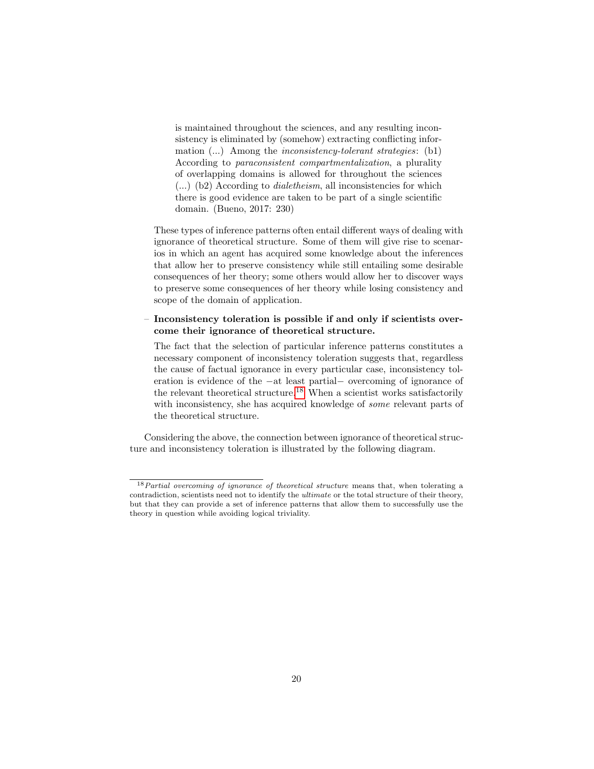> is maintained throughout the sciences, and any resulting inconsistency is eliminated by (somehow) extracting conflicting information (...) Among the *inconsistency-tolerant strategies*: (b1) According to *paraconsistent compartmentalization*, a plurality of overlapping domains is allowed for throughout the sciences (...) (b2) According to *dialetheism*, all inconsistencies for which there is good evidence are taken to be part of a single scientific domain. (Bueno, 2017: 230)

These types of inference patterns often entail different ways of dealing with ignorance of theoretical structure. Some of them will give rise to scenarios in which an agent has acquired some knowledge about the inferences that allow her to preserve consistency while still entailing some desirable consequences of her theory; some others would allow her to discover ways to preserve some consequences of her theory while losing consistency and scope of the domain of application.

– **Inconsistency toleration is possible if and only if scientists overcome their ignorance of theoretical structure.**

The fact that the selection of particular inference patterns constitutes a necessary component of inconsistency toleration suggests that, regardless the cause of factual ignorance in every particular case, inconsistency toleration is evidence of the −at least partial− overcoming of ignorance of the relevant theoretical structure.[18] When a scientist works satisfactorily with inconsistency, she has acquired knowledge of *some* relevant parts of the theoretical structure.

Considering the above, the connection between ignorance of theoretical structure and inconsistency toleration is illustrated by the following diagram.

[18] *Partial overcoming of ignorance of theoretical structure* means that, when tolerating a contradiction, scientists need not to identify the *ultimate* or the total structure of their theory, but that they can provide a set of inference patterns that allow them to successfully use the theory in question while avoiding logical triviality.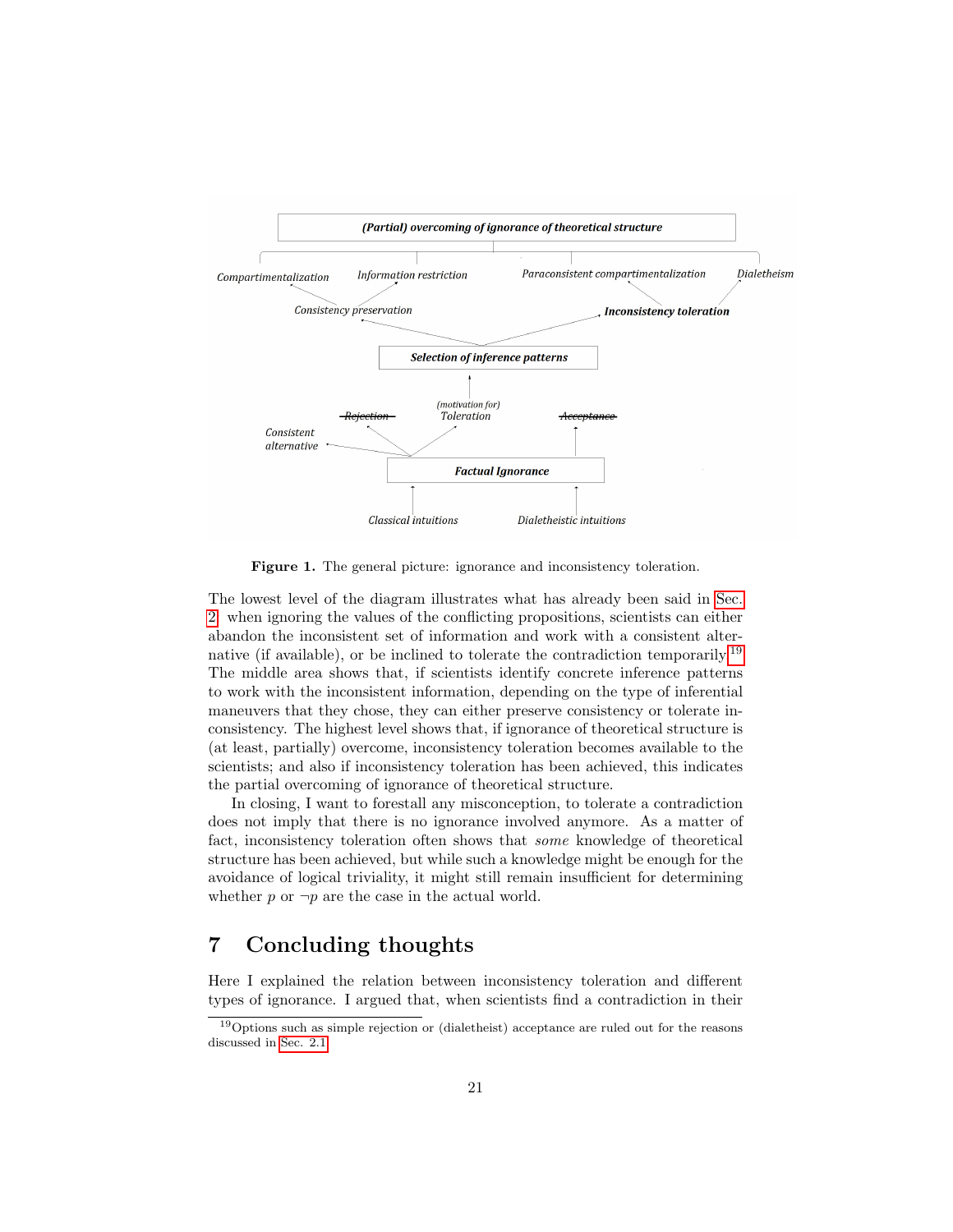Figure 1. The general picture: ignorance and inconsistency toleration.

The lowest level of the diagram illustrates what has already been said in Sec. 2: when ignoring the values of the conflicting propositions, scientists can either abandon the inconsistent set of information and work with a consistent alternative (if available), or be inclined to tolerate the contradiction temporarily.[19] The middle area shows that, if scientists identify concrete inference patterns to work with the inconsistent information, depending on the type of inferential maneuvers that they chose, they can either preserve consistency or tolerate inconsistency. The highest level shows that, if ignorance of theoretical structure is (at least, partially) overcome, inconsistency toleration becomes available to the scientists; and also if inconsistency toleration has been achieved, this indicates the partial overcoming of ignorance of theoretical structure.

In closing, I want to forestall any misconception, to tolerate a contradiction does not imply that there is no ignorance involved anymore. As a matter of fact, inconsistency toleration often shows that *some* knowledge of theoretical structure has been achieved, but while such a knowledge might be enough for the avoidance of logical triviality, it might still remain insufficient for determining whether $p$ or $\neg p$ are the case in the actual world.

# 7 Concluding thoughts

Here I explained the relation between inconsistency toleration and different types of ignorance. I argued that, when scientists find a contradiction in their

[19] Options such as simple rejection or (dialetheist) acceptance are ruled out for the reasons discussed in Sec. 2.1.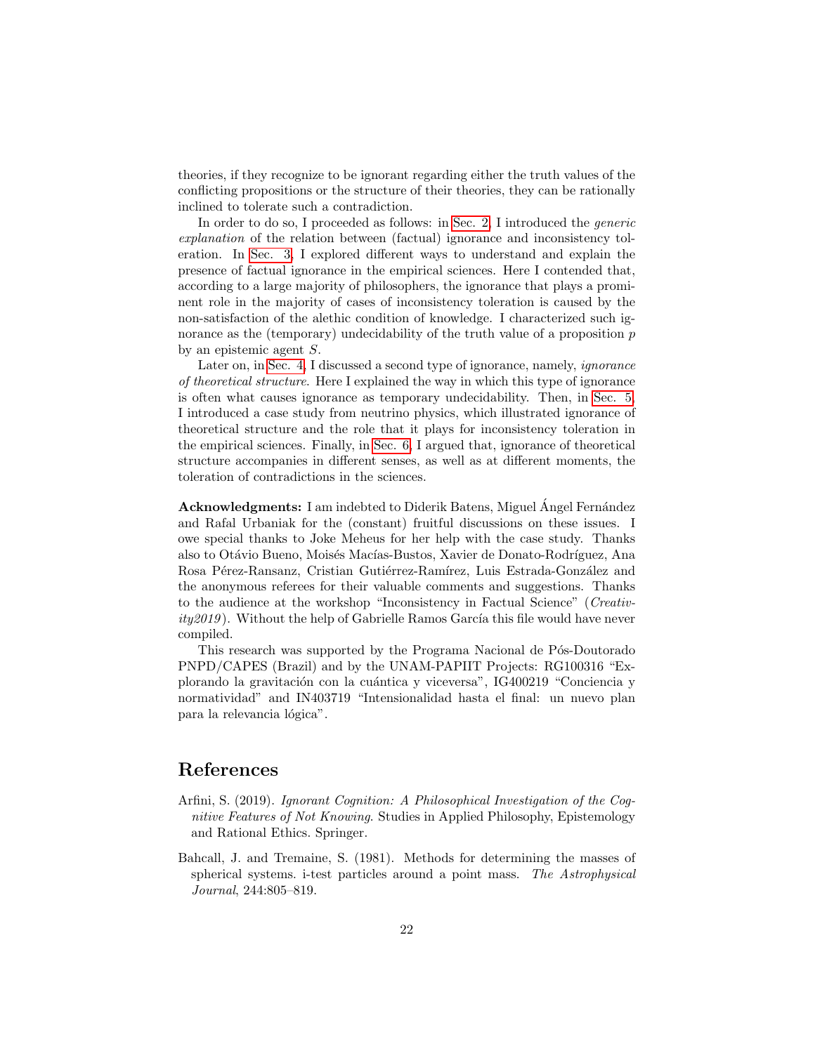theories, if they recognize to be ignorant regarding either the truth values of the conflicting propositions or the structure of their theories, they can be rationally inclined to tolerate such a contradiction.

In order to do so, I proceeded as follows: in Sec. 2, I introduced the *generic explanation* of the relation between (factual) ignorance and inconsistency toleration. In Sec. 3, I explored different ways to understand and explain the presence of factual ignorance in the empirical sciences. Here I contended that, according to a large majority of philosophers, the ignorance that plays a prominent role in the majority of cases of inconsistency toleration is caused by the non-satisfaction of the alethic condition of knowledge. I characterized such ignorance as the (temporary) undecidability of the truth value of a proposition $p$ by an epistemic agent $S$.

Later on, in Sec. 4, I discussed a second type of ignorance, namely, *ignorance of theoretical structure*. Here I explained the way in which this type of ignorance is often what causes ignorance as temporary undecidability. Then, in Sec. 5, I introduced a case study from neutrino physics, which illustrated ignorance of theoretical structure and the role that it plays for inconsistency toleration in the empirical sciences. Finally, in Sec. 6, I argued that, ignorance of theoretical structure accompanies in different senses, as well as at different moments, the toleration of contradictions in the sciences.

**Acknowledgments:** I am indebted to Diderik Batens, Miguel Ángel Fernández and Rafal Urbaniak for the (constant) fruitful discussions on these issues. I owe special thanks to Joke Meheus for her help with the case study. Thanks also to Otávio Bueno, Moisés Macías-Bustos, Xavier de Donato-Rodríguez, Ana Rosa Pérez-Ransanz, Cristian Gutiérrez-Ramírez, Luis Estrada-González and the anonymous referees for their valuable comments and suggestions. Thanks to the audience at the workshop "Inconsistency in Factual Science" (*Creativity2019*). Without the help of Gabrielle Ramos García this file would have never compiled.

This research was supported by the Programa Nacional de Pós-Doutorado PNPD/CAPES (Brazil) and by the UNAM-PAPIIT Projects: RG100316 "Explorando la gravitación con la cuántica y viceversa", IG400219 "Conciencia y normatividad" and IN403719 "Intensionalidad hasta el final: un nuevo plan para la relevancia lógica".

# References

Arfini, S. (2019). *Ignorant Cognition: A Philosophical Investigation of the Cognitive Features of Not Knowing*. Studies in Applied Philosophy, Epistemology and Rational Ethics. Springer.

Bahcall, J. and Tremaine, S. (1981). Methods for determining the masses of spherical systems. i-test particles around a point mass. *The Astrophysical Journal*, 244:805–819.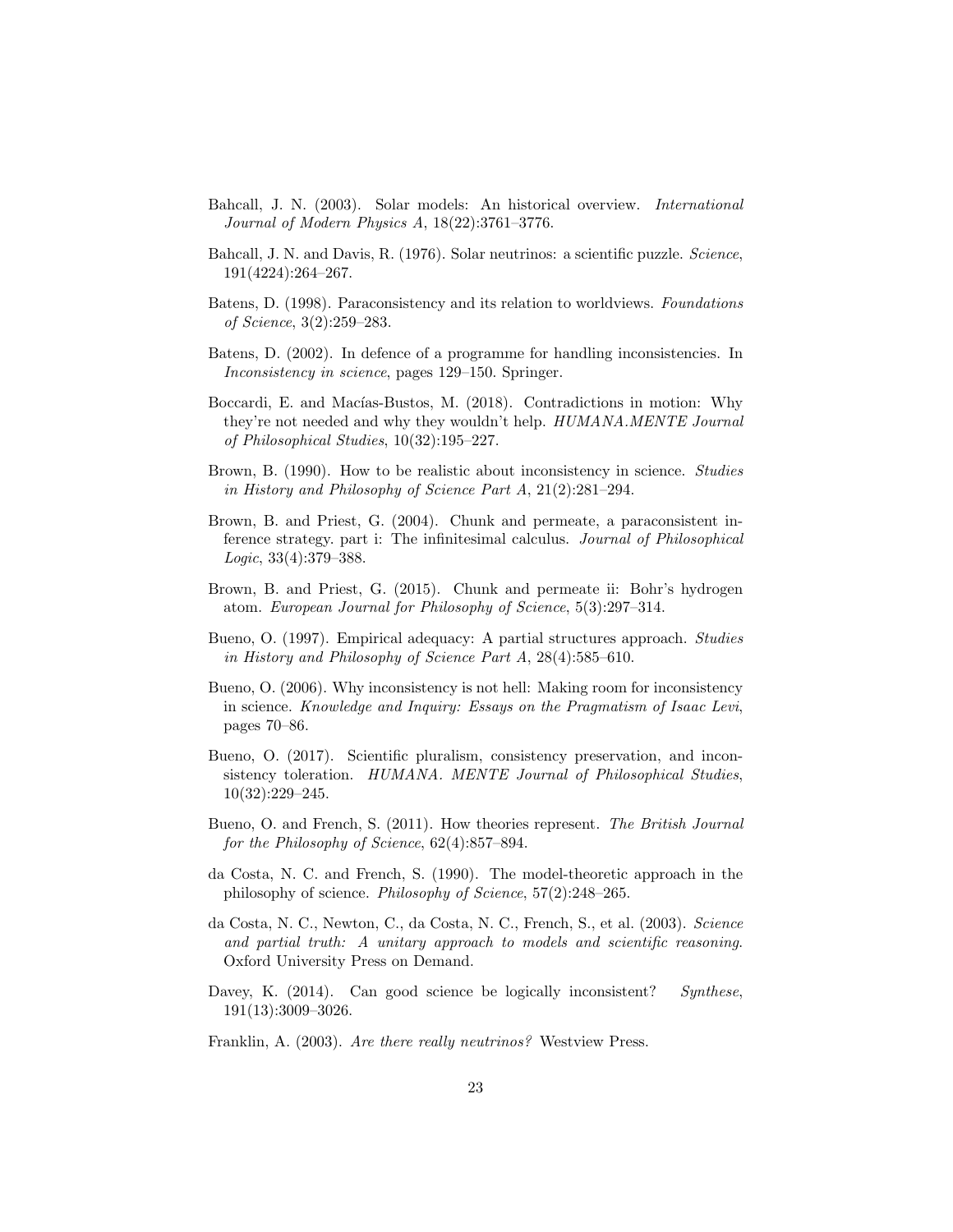Bahcall, J. N. (2003). Solar models: An historical overview. *International Journal of Modern Physics A*, 18(22):3761–3776.

Bahcall, J. N. and Davis, R. (1976). Solar neutrinos: a scientific puzzle. *Science*, 191(4224):264–267.

Batens, D. (1998). Paraconsistency and its relation to worldviews. *Foundations of Science*, 3(2):259–283.

Batens, D. (2002). In defence of a programme for handling inconsistencies. In *Inconsistency in science*, pages 129–150. Springer.

Boccardi, E. and Macías-Bustos, M. (2018). Contradictions in motion: Why they're not needed and why they wouldn't help. *HUMANA.MENTE Journal of Philosophical Studies*, 10(32):195–227.

Brown, B. (1990). How to be realistic about inconsistency in science. *Studies in History and Philosophy of Science Part A*, 21(2):281–294.

Brown, B. and Priest, G. (2004). Chunk and permeate, a paraconsistent inference strategy. part i: The infinitesimal calculus. *Journal of Philosophical Logic*, 33(4):379–388.

Brown, B. and Priest, G. (2015). Chunk and permeate ii: Bohr's hydrogen atom. *European Journal for Philosophy of Science*, 5(3):297–314.

Bueno, O. (1997). Empirical adequacy: A partial structures approach. *Studies in History and Philosophy of Science Part A*, 28(4):585–610.

Bueno, O. (2006). Why inconsistency is not hell: Making room for inconsistency in science. *Knowledge and Inquiry: Essays on the Pragmatism of Isaac Levi*, pages 70–86.

Bueno, O. (2017). Scientific pluralism, consistency preservation, and inconsistency toleration. *HUMANA. MENTE Journal of Philosophical Studies*, 10(32):229–245.

Bueno, O. and French, S. (2011). How theories represent. *The British Journal for the Philosophy of Science*, 62(4):857–894.

da Costa, N. C. and French, S. (1990). The model-theoretic approach in the philosophy of science. *Philosophy of Science*, 57(2):248–265.

da Costa, N. C., Newton, C., da Costa, N. C., French, S., et al. (2003). *Science and partial truth: A unitary approach to models and scientific reasoning*. Oxford University Press on Demand.

Davey, K. (2014). Can good science be logically inconsistent? *Synthese*, 191(13):3009–3026.

Franklin, A. (2003). *Are there really neutrinos?* Westview Press.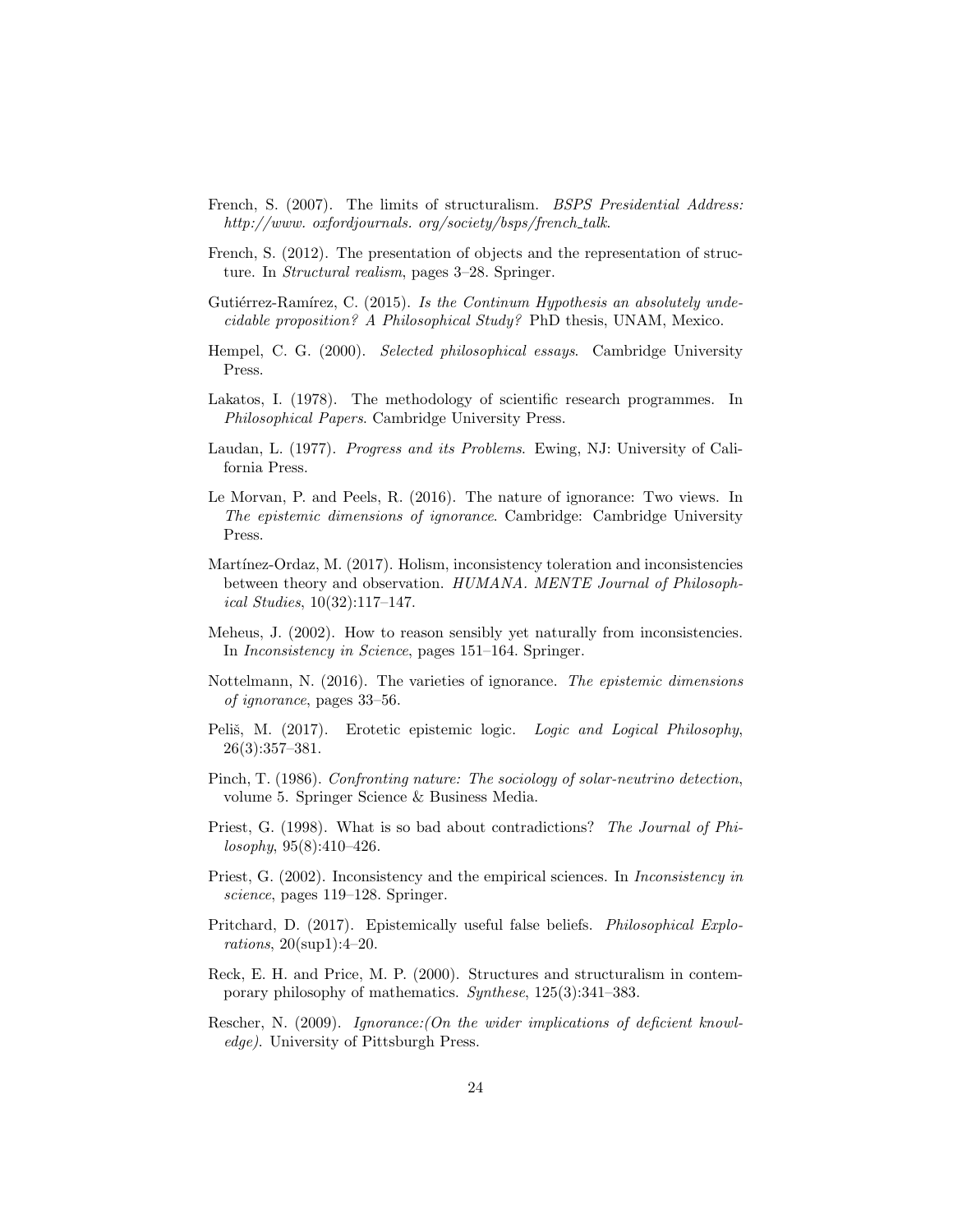French, S. (2007). The limits of structuralism. *BSPS Presidential Address: http://www. oxfordjournals. org/society/bsps/french_talk*.

French, S. (2012). The presentation of objects and the representation of structure. In *Structural realism*, pages 3–28. Springer.

Gutiérrez-Ramírez, C. (2015). *Is the Continum Hypothesis an absolutely undecidable proposition? A Philosophical Study?* PhD thesis, UNAM, Mexico.

Hempel, C. G. (2000). *Selected philosophical essays*. Cambridge University Press.

Lakatos, I. (1978). The methodology of scientific research programmes. In *Philosophical Papers*. Cambridge University Press.

Laudan, L. (1977). *Progress and its Problems*. Ewing, NJ: University of California Press.

Le Morvan, P. and Peels, R. (2016). The nature of ignorance: Two views. In *The epistemic dimensions of ignorance*. Cambridge: Cambridge University Press.

Martínez-Ordaz, M. (2017). Holism, inconsistency toleration and inconsistencies between theory and observation. *HUMANA. MENTE Journal of Philosophical Studies*, 10(32):117–147.

Meheus, J. (2002). How to reason sensibly yet naturally from inconsistencies. In *Inconsistency in Science*, pages 151–164. Springer.

Nottelmann, N. (2016). The varieties of ignorance. *The epistemic dimensions of ignorance*, pages 33–56.

Peliš, M. (2017). Erotetic epistemic logic. *Logic and Logical Philosophy*, 26(3):357–381.

Pinch, T. (1986). *Confronting nature: The sociology of solar-neutrino detection*, volume 5. Springer Science & Business Media.

Priest, G. (1998). What is so bad about contradictions? *The Journal of Philosophy*, 95(8):410–426.

Priest, G. (2002). Inconsistency and the empirical sciences. In *Inconsistency in science*, pages 119–128. Springer.

Pritchard, D. (2017). Epistemically useful false beliefs. *Philosophical Explorations*, 20(sup1):4–20.

Reck, E. H. and Price, M. P. (2000). Structures and structuralism in contemporary philosophy of mathematics. *Synthese*, 125(3):341–383.

Rescher, N. (2009). *Ignorance:(On the wider implications of deficient knowledge)*. University of Pittsburgh Press.